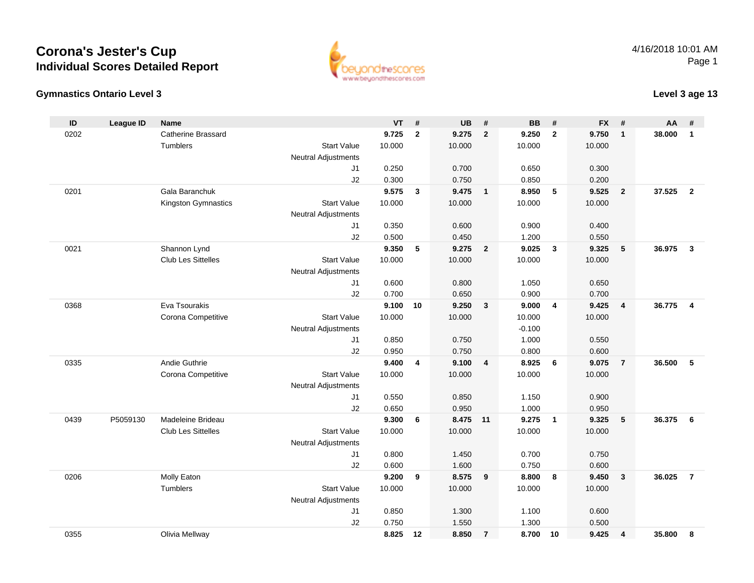# Corona's Jester's Cup

## Individual Scores Detailed Report

4/16/2018 10:01 AM

### Gymnastics Ontario Level 3

### Level 3 age 13

| ID | League ID | Name | | VT | # | UB | # | BB | # | FX | # | AA | # |
|---|---|---|---|---|---|---|---|---|---|---|---|---|---|
| 0202 | | Catherine Brassard | | **9.725** | **2** | **9.275** | **2** | **9.250** | **2** | **9.750** | **1** | **38.000** | **1** |
| | | Tumblers | Start Value | 10.000 | | 10.000 | | 10.000 | | 10.000 | | | |
| | | | Neutral Adjustments | | | | | | | | | | |
| | | | J1 | 0.250 | | 0.700 | | 0.650 | | 0.300 | | | |
| | | | J2 | 0.300 | | 0.750 | | 0.850 | | 0.200 | | | |
| 0201 | | Gala Baranchuk | | **9.575** | **3** | **9.475** | **1** | **8.950** | **5** | **9.525** | **2** | **37.525** | **2** |
| | | Kingston Gymnastics | Start Value | 10.000 | | 10.000 | | 10.000 | | 10.000 | | | |
| | | | Neutral Adjustments | | | | | | | | | | |
| | | | J1 | 0.350 | | 0.600 | | 0.900 | | 0.400 | | | |
| | | | J2 | 0.500 | | 0.450 | | 1.200 | | 0.550 | | | |
| 0021 | | Shannon Lynd | | **9.350** | **5** | **9.275** | **2** | **9.025** | **3** | **9.325** | **5** | **36.975** | **3** |
| | | Club Les Sittelles | Start Value | 10.000 | | 10.000 | | 10.000 | | 10.000 | | | |
| | | | Neutral Adjustments | | | | | | | | | | |
| | | | J1 | 0.600 | | 0.800 | | 1.050 | | 0.650 | | | |
| | | | J2 | 0.700 | | 0.650 | | 0.900 | | 0.700 | | | |
| 0368 | | Eva Tsourakis | | **9.100** | **10** | **9.250** | **3** | **9.000** | **4** | **9.425** | **4** | **36.775** | **4** |
| | | Corona Competitive | Start Value | 10.000 | | 10.000 | | 10.000 | | 10.000 | | | |
| | | | Neutral Adjustments | | | | | -0.100 | | | | | |
| | | | J1 | 0.850 | | 0.750 | | 1.000 | | 0.550 | | | |
| | | | J2 | 0.950 | | 0.750 | | 0.800 | | 0.600 | | | |
| 0335 | | Andie Guthrie | | **9.400** | **4** | **9.100** | **4** | **8.925** | **6** | **9.075** | **7** | **36.500** | **5** |
| | | Corona Competitive | Start Value | 10.000 | | 10.000 | | 10.000 | | 10.000 | | | |
| | | | Neutral Adjustments | | | | | | | | | | |
| | | | J1 | 0.550 | | 0.850 | | 1.150 | | 0.900 | | | |
| | | | J2 | 0.650 | | 0.950 | | 1.000 | | 0.950 | | | |
| 0439 | P5059130 | Madeleine Brideau | | **9.300** | **6** | **8.475** | **11** | **9.275** | **1** | **9.325** | **5** | **36.375** | **6** |
| | | Club Les Sittelles | Start Value | 10.000 | | 10.000 | | 10.000 | | 10.000 | | | |
| | | | Neutral Adjustments | | | | | | | | | | |
| | | | J1 | 0.800 | | 1.450 | | 0.700 | | 0.750 | | | |
| | | | J2 | 0.600 | | 1.600 | | 0.750 | | 0.600 | | | |
| 0206 | | Molly Eaton | | **9.200** | **9** | **8.575** | **9** | **8.800** | **8** | **9.450** | **3** | **36.025** | **7** |
| | | Tumblers | Start Value | 10.000 | | 10.000 | | 10.000 | | 10.000 | | | |
| | | | Neutral Adjustments | | | | | | | | | | |
| | | | J1 | 0.850 | | 1.300 | | 1.100 | | 0.600 | | | |
| | | | J2 | 0.750 | | 1.550 | | 1.300 | | 0.500 | | | |
| 0355 | | Olivia Mellway | | **8.825** | **12** | **8.850** | **7** | **8.700** | **10** | **9.425** | **4** | **35.800** | **8** |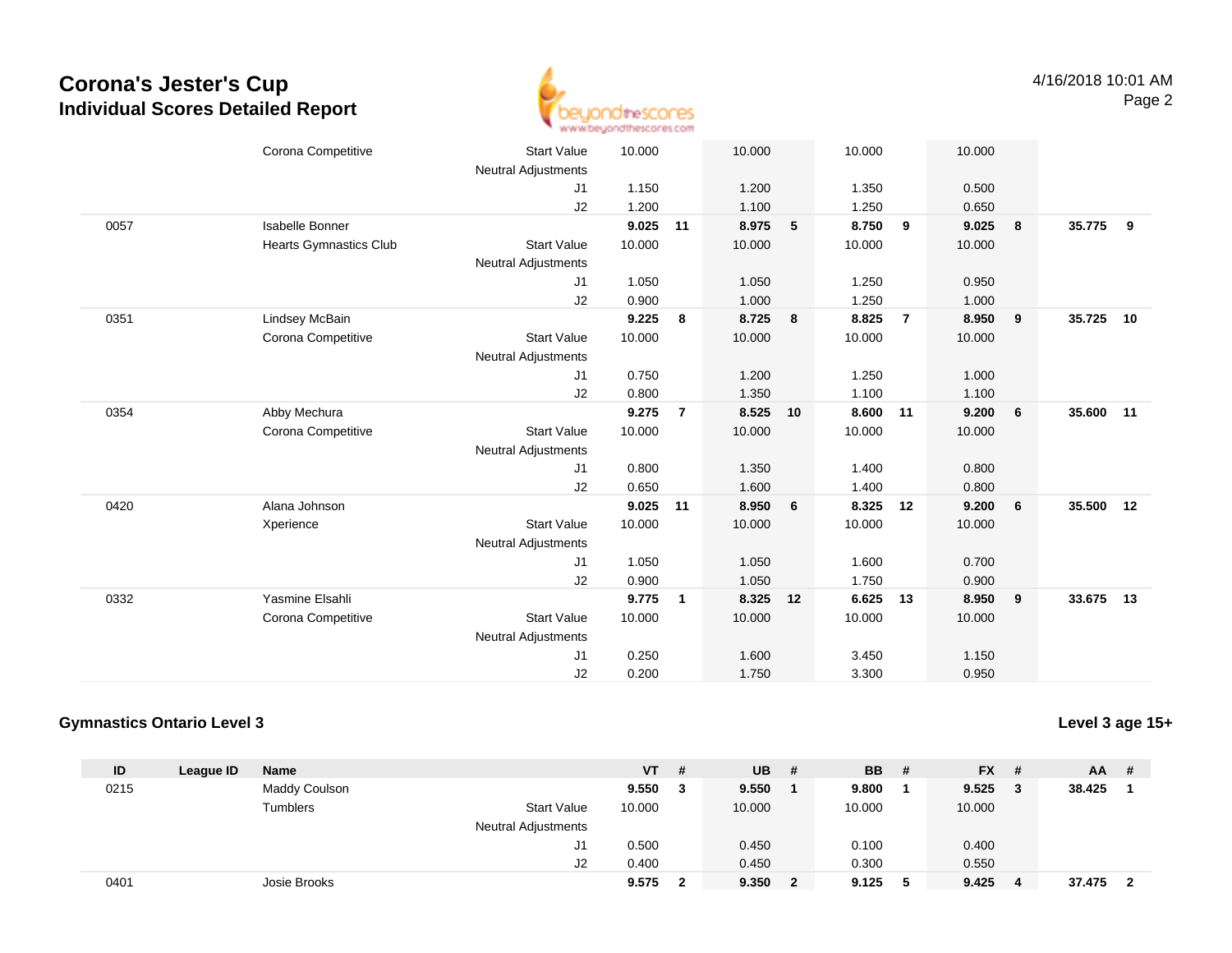# Corona's Jester's Cup
## Individual Scores Detailed Report

| ID | League ID | Name | | VT | # | UB | # | BB | # | FX | # | AA | # |
|---|---|---|---|---|---|---|---|---|---|---|---|---|---|
| | | Corona Competitive | Start Value | 10.000 | | 10.000 | | 10.000 | | 10.000 | | | |
| | | | Neutral Adjustments | | | | | | | | | | |
| | | | J1 | 1.150 | | 1.200 | | 1.350 | | 0.500 | | | |
| | | | J2 | 1.200 | | 1.100 | | 1.250 | | 0.650 | | | |
| 0057 | | Isabelle Bonner | | **9.025** | **11** | **8.975** | **5** | **8.750** | **9** | **9.025** | **8** | **35.775** | **9** |
| | | Hearts Gymnastics Club | Start Value | 10.000 | | 10.000 | | 10.000 | | 10.000 | | | |
| | | | Neutral Adjustments | | | | | | | | | | |
| | | | J1 | 1.050 | | 1.050 | | 1.250 | | 0.950 | | | |
| | | | J2 | 0.900 | | 1.000 | | 1.250 | | 1.000 | | | |
| 0351 | | Lindsey McBain | | **9.225** | **8** | **8.725** | **8** | **8.825** | **7** | **8.950** | **9** | **35.725** | **10** |
| | | Corona Competitive | Start Value | 10.000 | | 10.000 | | 10.000 | | 10.000 | | | |
| | | | Neutral Adjustments | | | | | | | | | | |
| | | | J1 | 0.750 | | 1.200 | | 1.250 | | 1.000 | | | |
| | | | J2 | 0.800 | | 1.350 | | 1.100 | | 1.100 | | | |
| 0354 | | Abby Mechura | | **9.275** | **7** | **8.525** | **10** | **8.600** | **11** | **9.200** | **6** | **35.600** | **11** |
| | | Corona Competitive | Start Value | 10.000 | | 10.000 | | 10.000 | | 10.000 | | | |
| | | | Neutral Adjustments | | | | | | | | | | |
| | | | J1 | 0.800 | | 1.350 | | 1.400 | | 0.800 | | | |
| | | | J2 | 0.650 | | 1.600 | | 1.400 | | 0.800 | | | |
| 0420 | | Alana Johnson | | **9.025** | **11** | **8.950** | **6** | **8.325** | **12** | **9.200** | **6** | **35.500** | **12** |
| | | Xperience | Start Value | 10.000 | | 10.000 | | 10.000 | | 10.000 | | | |
| | | | Neutral Adjustments | | | | | | | | | | |
| | | | J1 | 1.050 | | 1.050 | | 1.600 | | 0.700 | | | |
| | | | J2 | 0.900 | | 1.050 | | 1.750 | | 0.900 | | | |
| 0332 | | Yasmine Elsahli | | **9.775** | **1** | **8.325** | **12** | **6.625** | **13** | **8.950** | **9** | **33.675** | **13** |
| | | Corona Competitive | Start Value | 10.000 | | 10.000 | | 10.000 | | 10.000 | | | |
| | | | Neutral Adjustments | | | | | | | | | | |
| | | | J1 | 0.250 | | 1.600 | | 3.450 | | 1.150 | | | |
| | | | J2 | 0.200 | | 1.750 | | 3.300 | | 0.950 | | | |

### Gymnastics Ontario Level 3

**Level 3 age 15+**

| ID | League ID | Name | | VT | # | UB | # | BB | # | FX | # | AA | # |
|---|---|---|---|---|---|---|---|---|---|---|---|---|---|
| 0215 | | Maddy Coulson | | **9.550** | **3** | **9.550** | **1** | **9.800** | **1** | **9.525** | **3** | **38.425** | **1** |
| | | Tumblers | Start Value | 10.000 | | 10.000 | | 10.000 | | 10.000 | | | |
| | | | Neutral Adjustments | | | | | | | | | | |
| | | | J1 | 0.500 | | 0.450 | | 0.100 | | 0.400 | | | |
| | | | J2 | 0.400 | | 0.450 | | 0.300 | | 0.550 | | | |
| 0401 | | Josie Brooks | | **9.575** | **2** | **9.350** | **2** | **9.125** | **5** | **9.425** | **4** | **37.475** | **2** |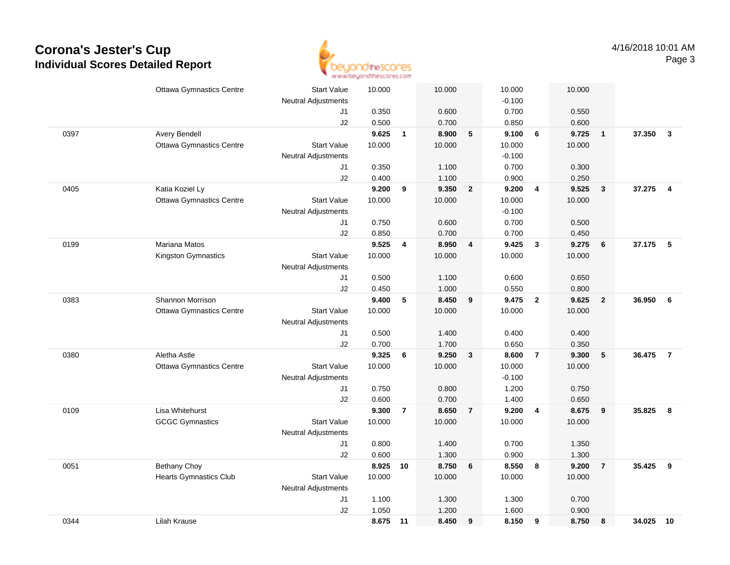# Corona's Jester's Cup
## Individual Scores Detailed Report

4/16/2018 10:01 AM

| # | Name | | Vault | Rank | Bars | Rank | Beam | Rank | Floor | Rank | AA | Rank |
|---|---|---|---|---|---|---|---|---|---|---|---|---|
| | Ottawa Gymnastics Centre | Start Value | 10.000 | | 10.000 | | 10.000 | | 10.000 | | | |
| | | Neutral Adjustments | | | | | -0.100 | | | | | |
| | | J1 | 0.350 | | 0.600 | | 0.700 | | 0.550 | | | |
| | | J2 | 0.500 | | 0.700 | | 0.850 | | 0.600 | | | |
| 0397 | Avery Bendell | | **9.625** | **1** | **8.900** | **5** | **9.100** | **6** | **9.725** | **1** | **37.350** | **3** |
| | Ottawa Gymnastics Centre | Start Value | 10.000 | | 10.000 | | 10.000 | | 10.000 | | | |
| | | Neutral Adjustments | | | | | -0.100 | | | | | |
| | | J1 | 0.350 | | 1.100 | | 0.700 | | 0.300 | | | |
| | | J2 | 0.400 | | 1.100 | | 0.900 | | 0.250 | | | |
| 0405 | Katia Koziel Ly | | **9.200** | **9** | **9.350** | **2** | **9.200** | **4** | **9.525** | **3** | **37.275** | **4** |
| | Ottawa Gymnastics Centre | Start Value | 10.000 | | 10.000 | | 10.000 | | 10.000 | | | |
| | | Neutral Adjustments | | | | | -0.100 | | | | | |
| | | J1 | 0.750 | | 0.600 | | 0.700 | | 0.500 | | | |
| | | J2 | 0.850 | | 0.700 | | 0.700 | | 0.450 | | | |
| 0199 | Mariana Matos | | **9.525** | **4** | **8.950** | **4** | **9.425** | **3** | **9.275** | **6** | **37.175** | **5** |
| | Kingston Gymnastics | Start Value | 10.000 | | 10.000 | | 10.000 | | 10.000 | | | |
| | | Neutral Adjustments | | | | | | | | | | |
| | | J1 | 0.500 | | 1.100 | | 0.600 | | 0.650 | | | |
| | | J2 | 0.450 | | 1.000 | | 0.550 | | 0.800 | | | |
| 0383 | Shannon Morrison | | **9.400** | **5** | **8.450** | **9** | **9.475** | **2** | **9.625** | **2** | **36.950** | **6** |
| | Ottawa Gymnastics Centre | Start Value | 10.000 | | 10.000 | | 10.000 | | 10.000 | | | |
| | | Neutral Adjustments | | | | | | | | | | |
| | | J1 | 0.500 | | 1.400 | | 0.400 | | 0.400 | | | |
| | | J2 | 0.700 | | 1.700 | | 0.650 | | 0.350 | | | |
| 0380 | Aletha Astle | | **9.325** | **6** | **9.250** | **3** | **8.600** | **7** | **9.300** | **5** | **36.475** | **7** |
| | Ottawa Gymnastics Centre | Start Value | 10.000 | | 10.000 | | 10.000 | | 10.000 | | | |
| | | Neutral Adjustments | | | | | -0.100 | | | | | |
| | | J1 | 0.750 | | 0.800 | | 1.200 | | 0.750 | | | |
| | | J2 | 0.600 | | 0.700 | | 1.400 | | 0.650 | | | |
| 0109 | Lisa Whitehurst | | **9.300** | **7** | **8.650** | **7** | **9.200** | **4** | **8.675** | **9** | **35.825** | **8** |
| | GCGC Gymnastics | Start Value | 10.000 | | 10.000 | | 10.000 | | 10.000 | | | |
| | | Neutral Adjustments | | | | | | | | | | |
| | | J1 | 0.800 | | 1.400 | | 0.700 | | 1.350 | | | |
| | | J2 | 0.600 | | 1.300 | | 0.900 | | 1.300 | | | |
| 0051 | Bethany Choy | | **8.925** | **10** | **8.750** | **6** | **8.550** | **8** | **9.200** | **7** | **35.425** | **9** |
| | Hearts Gymnastics Club | Start Value | 10.000 | | 10.000 | | 10.000 | | 10.000 | | | |
| | | Neutral Adjustments | | | | | | | | | | |
| | | J1 | 1.100 | | 1.300 | | 1.300 | | 0.700 | | | |
| | | J2 | 1.050 | | 1.200 | | 1.600 | | 0.900 | | | |
| 0344 | Lilah Krause | | **8.675** | **11** | **8.450** | **9** | **8.150** | **9** | **8.750** | **8** | **34.025** | **10** |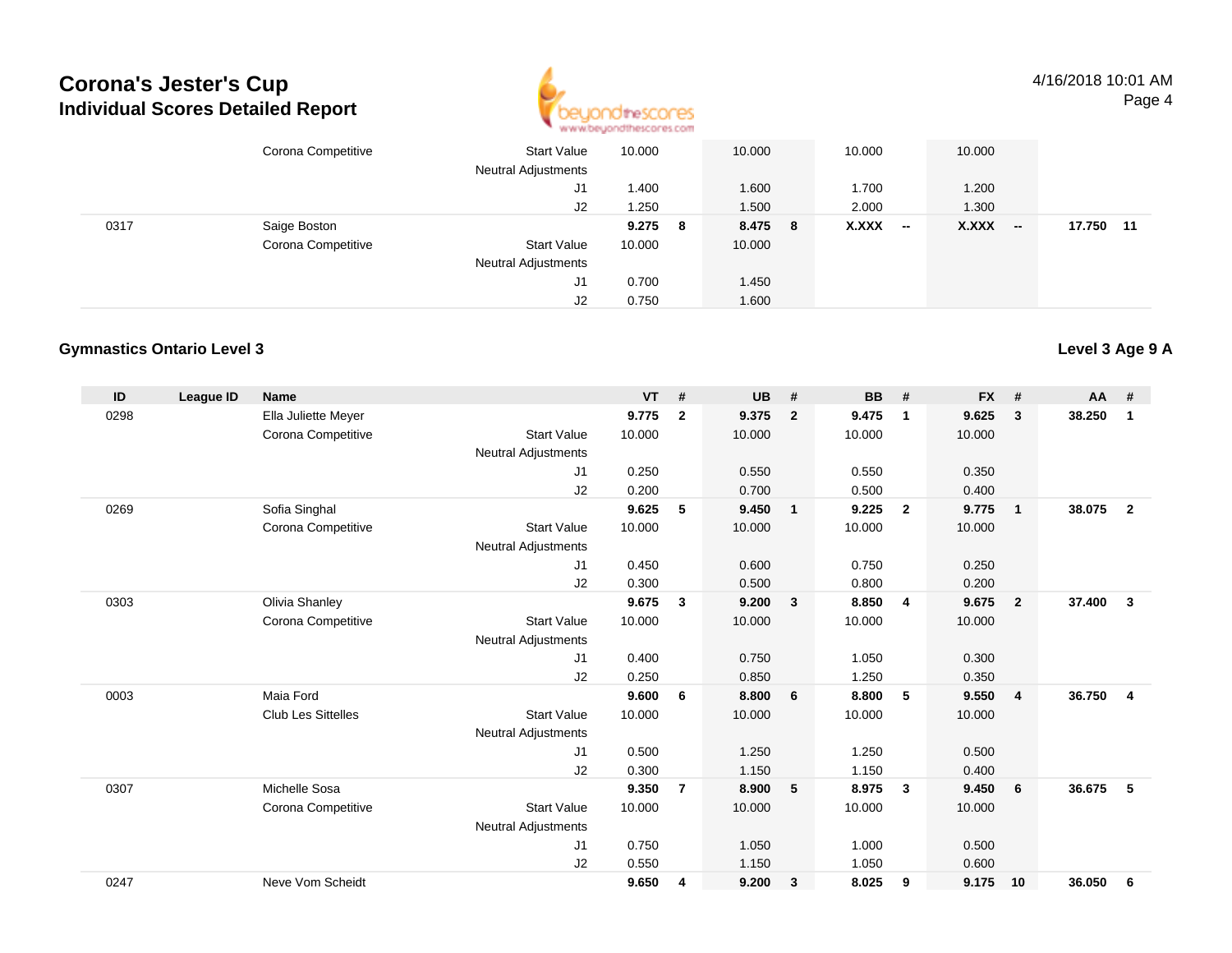# Corona's Jester's Cup
## Individual Scores Detailed Report

| ID | League ID | Name | | VT | # | UB | # | BB | # | FX | # | AA | # |
|---|---|---|---|---|---|---|---|---|---|---|---|---|---|
| | | Corona Competitive | Start Value | 10.000 | | 10.000 | | 10.000 | | 10.000 | | | |
| | | | Neutral Adjustments | | | | | | | | | | |
| | | | J1 | 1.400 | | 1.600 | | 1.700 | | 1.200 | | | |
| | | | J2 | 1.250 | | 1.500 | | 2.000 | | 1.300 | | | |
| 0317 | | Saige Boston | | **9.275** | **8** | **8.475** | **8** | **X.XXX** | **--** | **X.XXX** | **--** | **17.750** | **11** |
| | | Corona Competitive | Start Value | 10.000 | | 10.000 | | | | | | | |
| | | | Neutral Adjustments | | | | | | | | | | |
| | | | J1 | 0.700 | | 1.450 | | | | | | | |
| | | | J2 | 0.750 | | 1.600 | | | | | | | |

### Gymnastics Ontario Level 3

**Level 3 Age 9 A**

| ID | League ID | Name | | VT | # | UB | # | BB | # | FX | # | AA | # |
|---|---|---|---|---|---|---|---|---|---|---|---|---|---|
| 0298 | | Ella Juliette Meyer | | **9.775** | **2** | **9.375** | **2** | **9.475** | **1** | **9.625** | **3** | **38.250** | **1** |
| | | Corona Competitive | Start Value | 10.000 | | 10.000 | | 10.000 | | 10.000 | | | |
| | | | Neutral Adjustments | | | | | | | | | | |
| | | | J1 | 0.250 | | 0.550 | | 0.550 | | 0.350 | | | |
| | | | J2 | 0.200 | | 0.700 | | 0.500 | | 0.400 | | | |
| 0269 | | Sofia Singhal | | **9.625** | **5** | **9.450** | **1** | **9.225** | **2** | **9.775** | **1** | **38.075** | **2** |
| | | Corona Competitive | Start Value | 10.000 | | 10.000 | | 10.000 | | 10.000 | | | |
| | | | Neutral Adjustments | | | | | | | | | | |
| | | | J1 | 0.450 | | 0.600 | | 0.750 | | 0.250 | | | |
| | | | J2 | 0.300 | | 0.500 | | 0.800 | | 0.200 | | | |
| 0303 | | Olivia Shanley | | **9.675** | **3** | **9.200** | **3** | **8.850** | **4** | **9.675** | **2** | **37.400** | **3** |
| | | Corona Competitive | Start Value | 10.000 | | 10.000 | | 10.000 | | 10.000 | | | |
| | | | Neutral Adjustments | | | | | | | | | | |
| | | | J1 | 0.400 | | 0.750 | | 1.050 | | 0.300 | | | |
| | | | J2 | 0.250 | | 0.850 | | 1.250 | | 0.350 | | | |
| 0003 | | Maia Ford | | **9.600** | **6** | **8.800** | **6** | **8.800** | **5** | **9.550** | **4** | **36.750** | **4** |
| | | Club Les Sittelles | Start Value | 10.000 | | 10.000 | | 10.000 | | 10.000 | | | |
| | | | Neutral Adjustments | | | | | | | | | | |
| | | | J1 | 0.500 | | 1.250 | | 1.250 | | 0.500 | | | |
| | | | J2 | 0.300 | | 1.150 | | 1.150 | | 0.400 | | | |
| 0307 | | Michelle Sosa | | **9.350** | **7** | **8.900** | **5** | **8.975** | **3** | **9.450** | **6** | **36.675** | **5** |
| | | Corona Competitive | Start Value | 10.000 | | 10.000 | | 10.000 | | 10.000 | | | |
| | | | Neutral Adjustments | | | | | | | | | | |
| | | | J1 | 0.750 | | 1.050 | | 1.000 | | 0.500 | | | |
| | | | J2 | 0.550 | | 1.150 | | 1.050 | | 0.600 | | | |
| 0247 | | Neve Vom Scheidt | | **9.650** | **4** | **9.200** | **3** | **8.025** | **9** | **9.175** | **10** | **36.050** | **6** |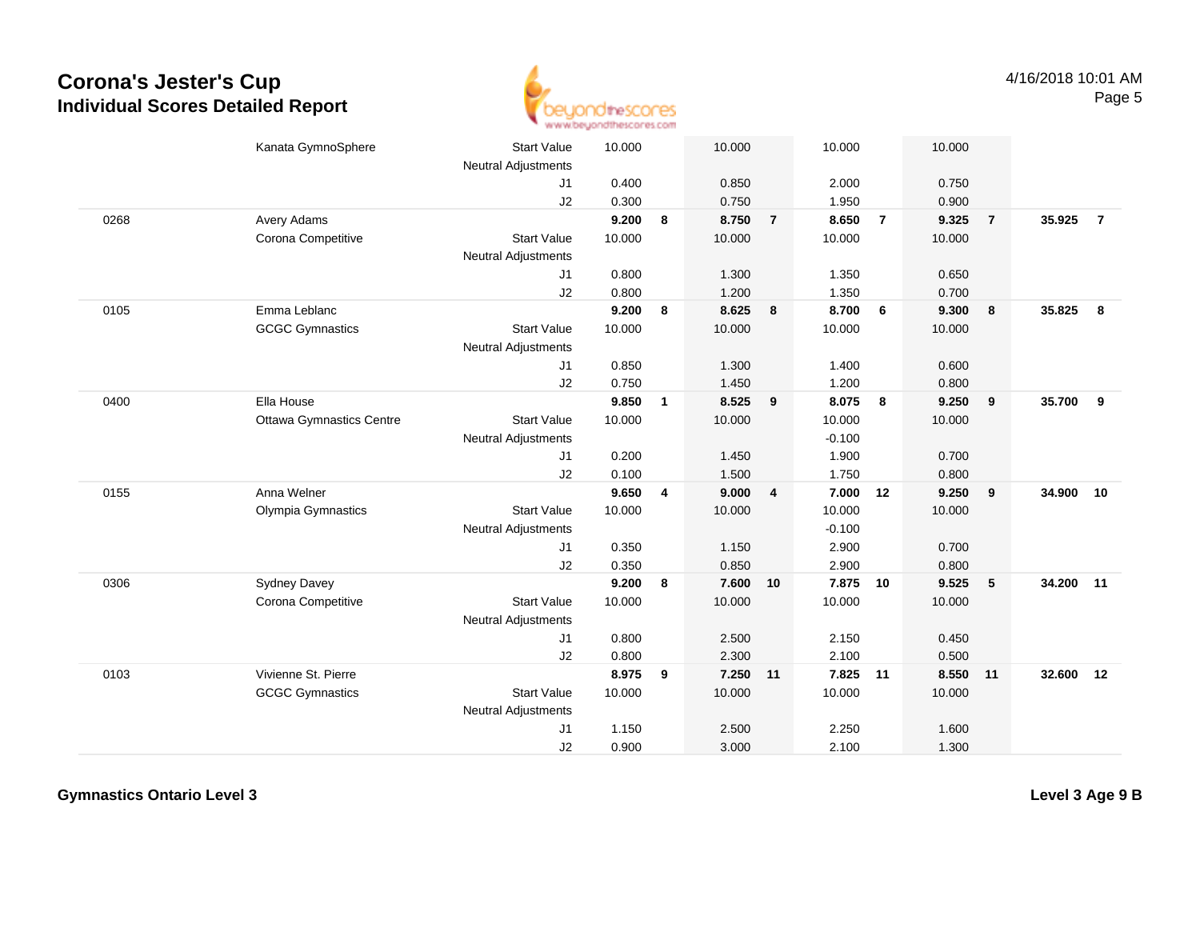# Corona's Jester's Cup
## Individual Scores Detailed Report

| | | | | | | | | | | | | |
|---|---|---|---|---|---|---|---|---|---|---|---|---|
| | Kanata GymnoSphere | Start Value | 10.000 | | 10.000 | | 10.000 | | 10.000 | | | |
| | | Neutral Adjustments | | | | | | | | | | |
| | | J1 | 0.400 | | 0.850 | | 2.000 | | 0.750 | | | |
| | | J2 | 0.300 | | 0.750 | | 1.950 | | 0.900 | | | |
| 0268 | Avery Adams | | **9.200** | **8** | **8.750** | **7** | **8.650** | **7** | **9.325** | **7** | **35.925** | **7** |
| | Corona Competitive | Start Value | 10.000 | | 10.000 | | 10.000 | | 10.000 | | | |
| | | Neutral Adjustments | | | | | | | | | | |
| | | J1 | 0.800 | | 1.300 | | 1.350 | | 0.650 | | | |
| | | J2 | 0.800 | | 1.200 | | 1.350 | | 0.700 | | | |
| 0105 | Emma Leblanc | | **9.200** | **8** | **8.625** | **8** | **8.700** | **6** | **9.300** | **8** | **35.825** | **8** |
| | GCGC Gymnastics | Start Value | 10.000 | | 10.000 | | 10.000 | | 10.000 | | | |
| | | Neutral Adjustments | | | | | | | | | | |
| | | J1 | 0.850 | | 1.300 | | 1.400 | | 0.600 | | | |
| | | J2 | 0.750 | | 1.450 | | 1.200 | | 0.800 | | | |
| 0400 | Ella House | | **9.850** | **1** | **8.525** | **9** | **8.075** | **8** | **9.250** | **9** | **35.700** | **9** |
| | Ottawa Gymnastics Centre | Start Value | 10.000 | | 10.000 | | 10.000 | | 10.000 | | | |
| | | Neutral Adjustments | | | | | -0.100 | | | | | |
| | | J1 | 0.200 | | 1.450 | | 1.900 | | 0.700 | | | |
| | | J2 | 0.100 | | 1.500 | | 1.750 | | 0.800 | | | |
| 0155 | Anna Welner | | **9.650** | **4** | **9.000** | **4** | **7.000** | **12** | **9.250** | **9** | **34.900** | **10** |
| | Olympia Gymnastics | Start Value | 10.000 | | 10.000 | | 10.000 | | 10.000 | | | |
| | | Neutral Adjustments | | | | | -0.100 | | | | | |
| | | J1 | 0.350 | | 1.150 | | 2.900 | | 0.700 | | | |
| | | J2 | 0.350 | | 0.850 | | 2.900 | | 0.800 | | | |
| 0306 | Sydney Davey | | **9.200** | **8** | **7.600** | **10** | **7.875** | **10** | **9.525** | **5** | **34.200** | **11** |
| | Corona Competitive | Start Value | 10.000 | | 10.000 | | 10.000 | | 10.000 | | | |
| | | Neutral Adjustments | | | | | | | | | | |
| | | J1 | 0.800 | | 2.500 | | 2.150 | | 0.450 | | | |
| | | J2 | 0.800 | | 2.300 | | 2.100 | | 0.500 | | | |
| 0103 | Vivienne St. Pierre | | **8.975** | **9** | **7.250** | **11** | **7.825** | **11** | **8.550** | **11** | **32.600** | **12** |
| | GCGC Gymnastics | Start Value | 10.000 | | 10.000 | | 10.000 | | 10.000 | | | |
| | | Neutral Adjustments | | | | | | | | | | |
| | | J1 | 1.150 | | 2.500 | | 2.250 | | 1.600 | | | |
| | | J2 | 0.900 | | 3.000 | | 2.100 | | 1.300 | | | |

**Gymnastics Ontario Level 3** — **Level 3 Age 9 B**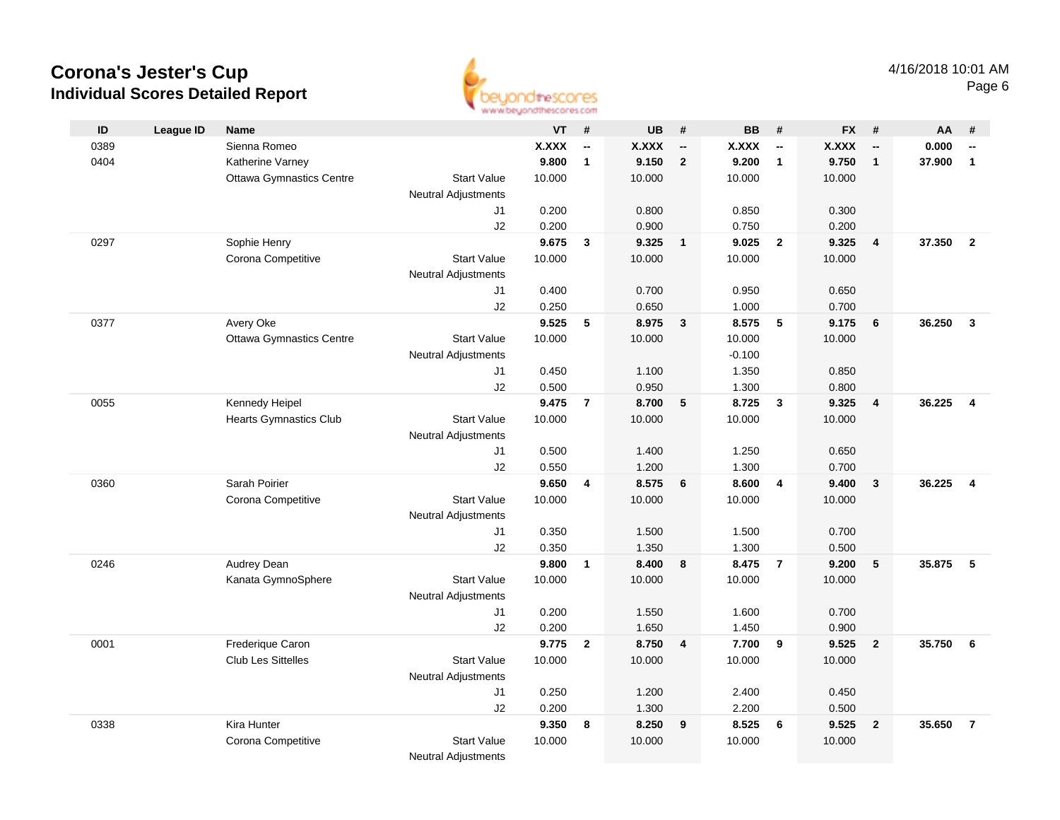# Corona's Jester's Cup

## Individual Scores Detailed Report

4/16/2018 10:01 AM

| ID | League ID | Name | | VT | # | UB | # | BB | # | FX | # | AA | # |
|---|---|---|---|---|---|---|---|---|---|---|---|---|---|
| 0389 | | Sienna Romeo | | **X.XXX** | **--** | **X.XXX** | **--** | **X.XXX** | **--** | **X.XXX** | **--** | **0.000** | **--** |
| 0404 | | Katherine Varney | | **9.800** | **1** | **9.150** | **2** | **9.200** | **1** | **9.750** | **1** | **37.900** | **1** |
| | | Ottawa Gymnastics Centre | Start Value | 10.000 | | 10.000 | | 10.000 | | 10.000 | | | |
| | | | Neutral Adjustments | | | | | | | | | | |
| | | | J1 | 0.200 | | 0.800 | | 0.850 | | 0.300 | | | |
| | | | J2 | 0.200 | | 0.900 | | 0.750 | | 0.200 | | | |
| 0297 | | Sophie Henry | | **9.675** | **3** | **9.325** | **1** | **9.025** | **2** | **9.325** | **4** | **37.350** | **2** |
| | | Corona Competitive | Start Value | 10.000 | | 10.000 | | 10.000 | | 10.000 | | | |
| | | | Neutral Adjustments | | | | | | | | | | |
| | | | J1 | 0.400 | | 0.700 | | 0.950 | | 0.650 | | | |
| | | | J2 | 0.250 | | 0.650 | | 1.000 | | 0.700 | | | |
| 0377 | | Avery Oke | | **9.525** | **5** | **8.975** | **3** | **8.575** | **5** | **9.175** | **6** | **36.250** | **3** |
| | | Ottawa Gymnastics Centre | Start Value | 10.000 | | 10.000 | | 10.000 | | 10.000 | | | |
| | | | Neutral Adjustments | | | | | -0.100 | | | | | |
| | | | J1 | 0.450 | | 1.100 | | 1.350 | | 0.850 | | | |
| | | | J2 | 0.500 | | 0.950 | | 1.300 | | 0.800 | | | |
| 0055 | | Kennedy Heipel | | **9.475** | **7** | **8.700** | **5** | **8.725** | **3** | **9.325** | **4** | **36.225** | **4** |
| | | Hearts Gymnastics Club | Start Value | 10.000 | | 10.000 | | 10.000 | | 10.000 | | | |
| | | | Neutral Adjustments | | | | | | | | | | |
| | | | J1 | 0.500 | | 1.400 | | 1.250 | | 0.650 | | | |
| | | | J2 | 0.550 | | 1.200 | | 1.300 | | 0.700 | | | |
| 0360 | | Sarah Poirier | | **9.650** | **4** | **8.575** | **6** | **8.600** | **4** | **9.400** | **3** | **36.225** | **4** |
| | | Corona Competitive | Start Value | 10.000 | | 10.000 | | 10.000 | | 10.000 | | | |
| | | | Neutral Adjustments | | | | | | | | | | |
| | | | J1 | 0.350 | | 1.500 | | 1.500 | | 0.700 | | | |
| | | | J2 | 0.350 | | 1.350 | | 1.300 | | 0.500 | | | |
| 0246 | | Audrey Dean | | **9.800** | **1** | **8.400** | **8** | **8.475** | **7** | **9.200** | **5** | **35.875** | **5** |
| | | Kanata GymnoSphere | Start Value | 10.000 | | 10.000 | | 10.000 | | 10.000 | | | |
| | | | Neutral Adjustments | | | | | | | | | | |
| | | | J1 | 0.200 | | 1.550 | | 1.600 | | 0.700 | | | |
| | | | J2 | 0.200 | | 1.650 | | 1.450 | | 0.900 | | | |
| 0001 | | Frederique Caron | | **9.775** | **2** | **8.750** | **4** | **7.700** | **9** | **9.525** | **2** | **35.750** | **6** |
| | | Club Les Sittelles | Start Value | 10.000 | | 10.000 | | 10.000 | | 10.000 | | | |
| | | | Neutral Adjustments | | | | | | | | | | |
| | | | J1 | 0.250 | | 1.200 | | 2.400 | | 0.450 | | | |
| | | | J2 | 0.200 | | 1.300 | | 2.200 | | 0.500 | | | |
| 0338 | | Kira Hunter | | **9.350** | **8** | **8.250** | **9** | **8.525** | **6** | **9.525** | **2** | **35.650** | **7** |
| | | Corona Competitive | Start Value | 10.000 | | 10.000 | | 10.000 | | 10.000 | | | |
| | | | Neutral Adjustments | | | | | | | | | | |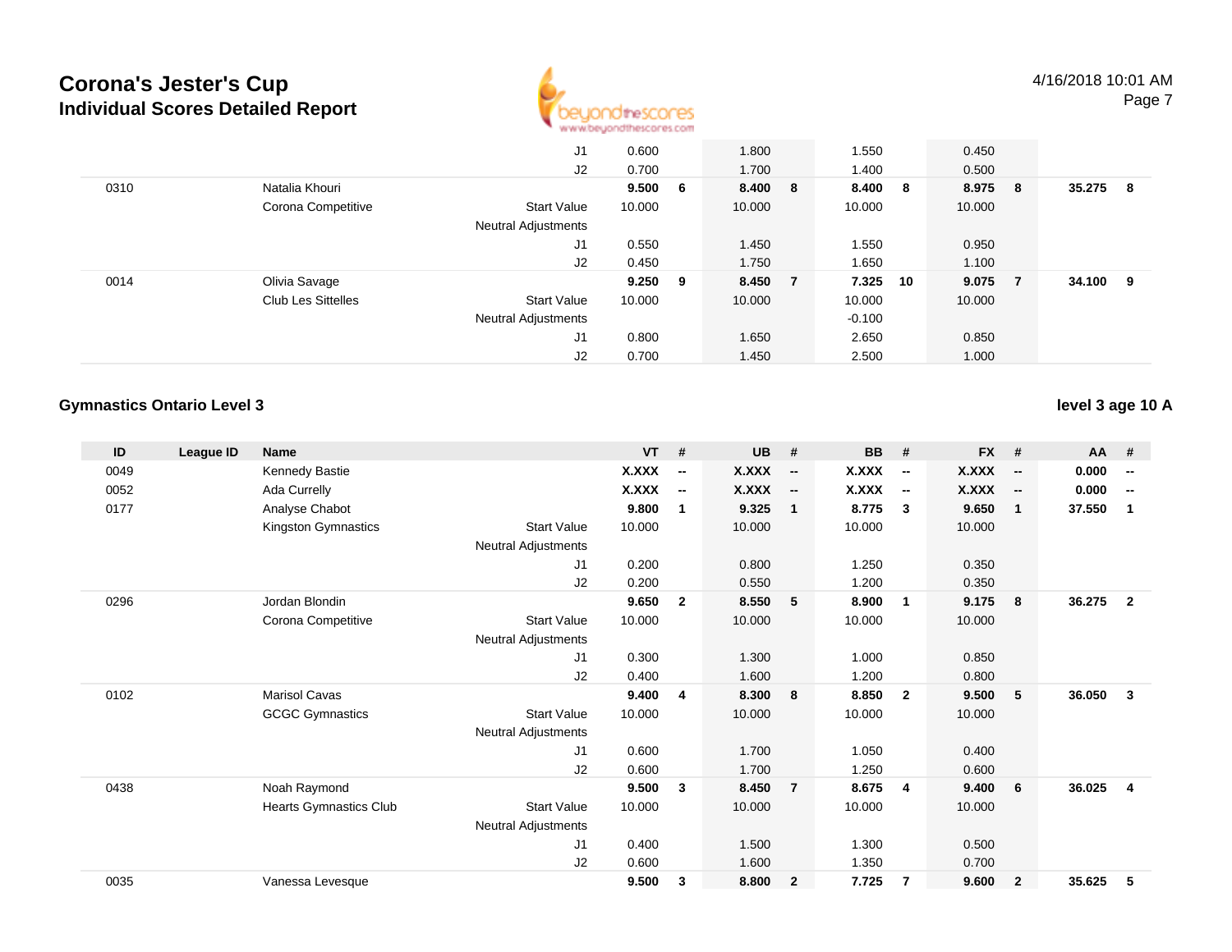# Corona's Jester's Cup
## Individual Scores Detailed Report

4/16/2018 10:01 AM

| ID | League ID | Name | | VT | # | UB | # | BB | # | FX | # | AA | # |
|---|---|---|---|---|---|---|---|---|---|---|---|---|---|
| | | | J1 | 0.600 | | 1.800 | | 1.550 | | 0.450 | | | |
| | | | J2 | 0.700 | | 1.700 | | 1.400 | | 0.500 | | | |
| 0310 | | Natalia Khouri | | **9.500** | **6** | **8.400** | **8** | **8.400** | **8** | **8.975** | **8** | **35.275** | **8** |
| | | Corona Competitive | Start Value | 10.000 | | 10.000 | | 10.000 | | 10.000 | | | |
| | | | Neutral Adjustments | | | | | | | | | | |
| | | | J1 | 0.550 | | 1.450 | | 1.550 | | 0.950 | | | |
| | | | J2 | 0.450 | | 1.750 | | 1.650 | | 1.100 | | | |
| 0014 | | Olivia Savage | | **9.250** | **9** | **8.450** | **7** | **7.325** | **10** | **9.075** | **7** | **34.100** | **9** |
| | | Club Les Sittelles | Start Value | 10.000 | | 10.000 | | 10.000 | | 10.000 | | | |
| | | | Neutral Adjustments | | | | | -0.100 | | | | | |
| | | | J1 | 0.800 | | 1.650 | | 2.650 | | 0.850 | | | |
| | | | J2 | 0.700 | | 1.450 | | 2.500 | | 1.000 | | | |

### Gymnastics Ontario Level 3

**level 3 age 10 A**

| ID | League ID | Name | | VT | # | UB | # | BB | # | FX | # | AA | # |
|---|---|---|---|---|---|---|---|---|---|---|---|---|---|
| 0049 | | Kennedy Bastie | | **X.XXX** | **--** | **X.XXX** | **--** | **X.XXX** | **--** | **X.XXX** | **--** | **0.000** | **--** |
| 0052 | | Ada Currelly | | **X.XXX** | **--** | **X.XXX** | **--** | **X.XXX** | **--** | **X.XXX** | **--** | **0.000** | **--** |
| 0177 | | Analyse Chabot | | **9.800** | **1** | **9.325** | **1** | **8.775** | **3** | **9.650** | **1** | **37.550** | **1** |
| | | Kingston Gymnastics | Start Value | 10.000 | | 10.000 | | 10.000 | | 10.000 | | | |
| | | | Neutral Adjustments | | | | | | | | | | |
| | | | J1 | 0.200 | | 0.800 | | 1.250 | | 0.350 | | | |
| | | | J2 | 0.200 | | 0.550 | | 1.200 | | 0.350 | | | |
| 0296 | | Jordan Blondin | | **9.650** | **2** | **8.550** | **5** | **8.900** | **1** | **9.175** | **8** | **36.275** | **2** |
| | | Corona Competitive | Start Value | 10.000 | | 10.000 | | 10.000 | | 10.000 | | | |
| | | | Neutral Adjustments | | | | | | | | | | |
| | | | J1 | 0.300 | | 1.300 | | 1.000 | | 0.850 | | | |
| | | | J2 | 0.400 | | 1.600 | | 1.200 | | 0.800 | | | |
| 0102 | | Marisol Cavas | | **9.400** | **4** | **8.300** | **8** | **8.850** | **2** | **9.500** | **5** | **36.050** | **3** |
| | | GCGC Gymnastics | Start Value | 10.000 | | 10.000 | | 10.000 | | 10.000 | | | |
| | | | Neutral Adjustments | | | | | | | | | | |
| | | | J1 | 0.600 | | 1.700 | | 1.050 | | 0.400 | | | |
| | | | J2 | 0.600 | | 1.700 | | 1.250 | | 0.600 | | | |
| 0438 | | Noah Raymond | | **9.500** | **3** | **8.450** | **7** | **8.675** | **4** | **9.400** | **6** | **36.025** | **4** |
| | | Hearts Gymnastics Club | Start Value | 10.000 | | 10.000 | | 10.000 | | 10.000 | | | |
| | | | Neutral Adjustments | | | | | | | | | | |
| | | | J1 | 0.400 | | 1.500 | | 1.300 | | 0.500 | | | |
| | | | J2 | 0.600 | | 1.600 | | 1.350 | | 0.700 | | | |
| 0035 | | Vanessa Levesque | | **9.500** | **3** | **8.800** | **2** | **7.725** | **7** | **9.600** | **2** | **35.625** | **5** |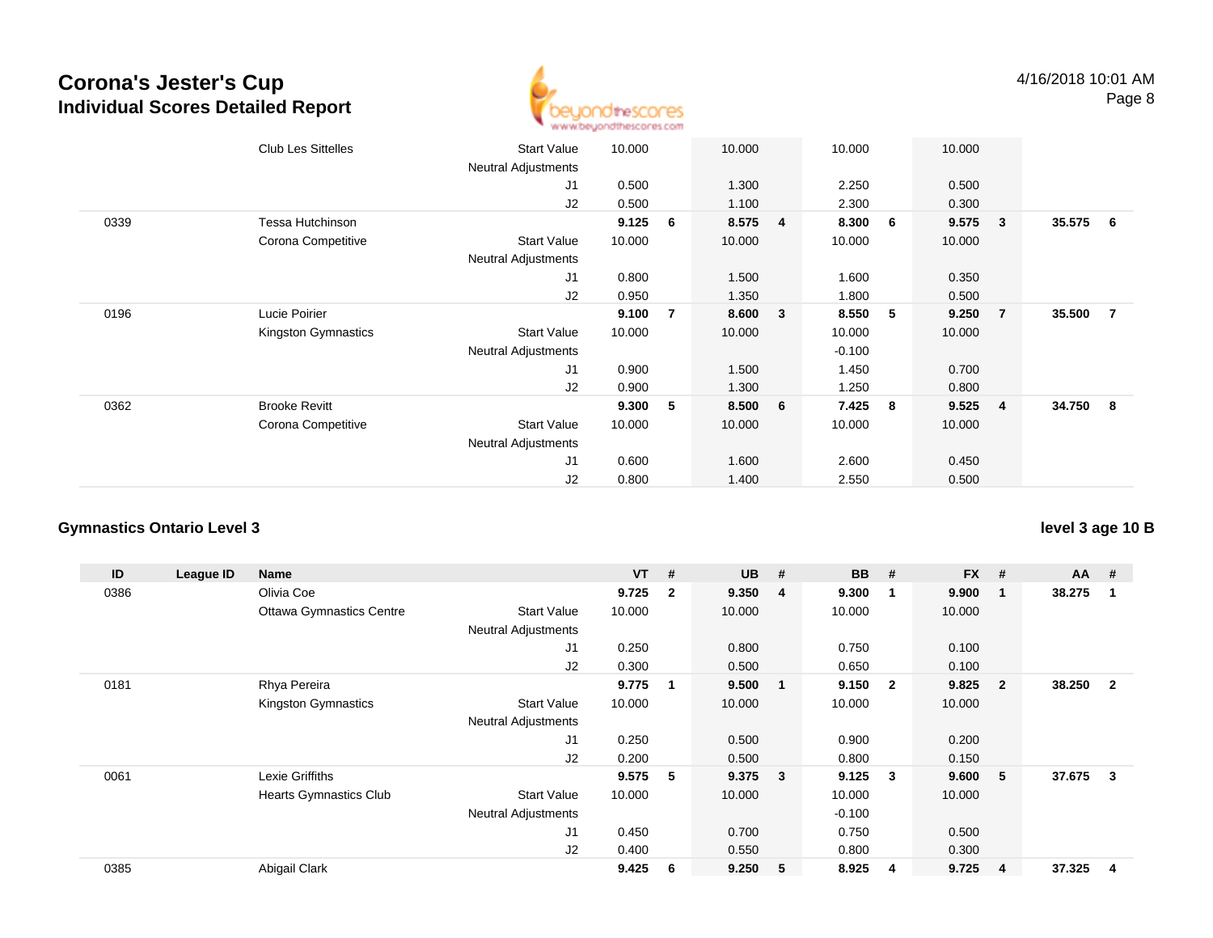# Corona's Jester's Cup
## Individual Scores Detailed Report

| ID | League ID | Name | | VT | # | UB | # | BB | # | FX | # | AA | # |
|---|---|---|---|---|---|---|---|---|---|---|---|---|---|
| | | Club Les Sittelles | Start Value | 10.000 | | 10.000 | | 10.000 | | 10.000 | | | |
| | | | Neutral Adjustments | | | | | | | | | | |
| | | | J1 | 0.500 | | 1.300 | | 2.250 | | 0.500 | | | |
| | | | J2 | 0.500 | | 1.100 | | 2.300 | | 0.300 | | | |
| 0339 | | Tessa Hutchinson | | **9.125** | **6** | **8.575** | **4** | **8.300** | **6** | **9.575** | **3** | **35.575** | **6** |
| | | Corona Competitive | Start Value | 10.000 | | 10.000 | | 10.000 | | 10.000 | | | |
| | | | Neutral Adjustments | | | | | | | | | | |
| | | | J1 | 0.800 | | 1.500 | | 1.600 | | 0.350 | | | |
| | | | J2 | 0.950 | | 1.350 | | 1.800 | | 0.500 | | | |
| 0196 | | Lucie Poirier | | **9.100** | **7** | **8.600** | **3** | **8.550** | **5** | **9.250** | **7** | **35.500** | **7** |
| | | Kingston Gymnastics | Start Value | 10.000 | | 10.000 | | 10.000 | | 10.000 | | | |
| | | | Neutral Adjustments | | | | | -0.100 | | | | | |
| | | | J1 | 0.900 | | 1.500 | | 1.450 | | 0.700 | | | |
| | | | J2 | 0.900 | | 1.300 | | 1.250 | | 0.800 | | | |
| 0362 | | Brooke Revitt | | **9.300** | **5** | **8.500** | **6** | **7.425** | **8** | **9.525** | **4** | **34.750** | **8** |
| | | Corona Competitive | Start Value | 10.000 | | 10.000 | | 10.000 | | 10.000 | | | |
| | | | Neutral Adjustments | | | | | | | | | | |
| | | | J1 | 0.600 | | 1.600 | | 2.600 | | 0.450 | | | |
| | | | J2 | 0.800 | | 1.400 | | 2.550 | | 0.500 | | | |

### Gymnastics Ontario Level 3

**level 3 age 10 B**

| ID | League ID | Name | | VT | # | UB | # | BB | # | FX | # | AA | # |
|---|---|---|---|---|---|---|---|---|---|---|---|---|---|
| 0386 | | Olivia Coe | | **9.725** | **2** | **9.350** | **4** | **9.300** | **1** | **9.900** | **1** | **38.275** | **1** |
| | | Ottawa Gymnastics Centre | Start Value | 10.000 | | 10.000 | | 10.000 | | 10.000 | | | |
| | | | Neutral Adjustments | | | | | | | | | | |
| | | | J1 | 0.250 | | 0.800 | | 0.750 | | 0.100 | | | |
| | | | J2 | 0.300 | | 0.500 | | 0.650 | | 0.100 | | | |
| 0181 | | Rhya Pereira | | **9.775** | **1** | **9.500** | **1** | **9.150** | **2** | **9.825** | **2** | **38.250** | **2** |
| | | Kingston Gymnastics | Start Value | 10.000 | | 10.000 | | 10.000 | | 10.000 | | | |
| | | | Neutral Adjustments | | | | | | | | | | |
| | | | J1 | 0.250 | | 0.500 | | 0.900 | | 0.200 | | | |
| | | | J2 | 0.200 | | 0.500 | | 0.800 | | 0.150 | | | |
| 0061 | | Lexie Griffiths | | **9.575** | **5** | **9.375** | **3** | **9.125** | **3** | **9.600** | **5** | **37.675** | **3** |
| | | Hearts Gymnastics Club | Start Value | 10.000 | | 10.000 | | 10.000 | | 10.000 | | | |
| | | | Neutral Adjustments | | | | | -0.100 | | | | | |
| | | | J1 | 0.450 | | 0.700 | | 0.750 | | 0.500 | | | |
| | | | J2 | 0.400 | | 0.550 | | 0.800 | | 0.300 | | | |
| 0385 | | Abigail Clark | | **9.425** | **6** | **9.250** | **5** | **8.925** | **4** | **9.725** | **4** | **37.325** | **4** |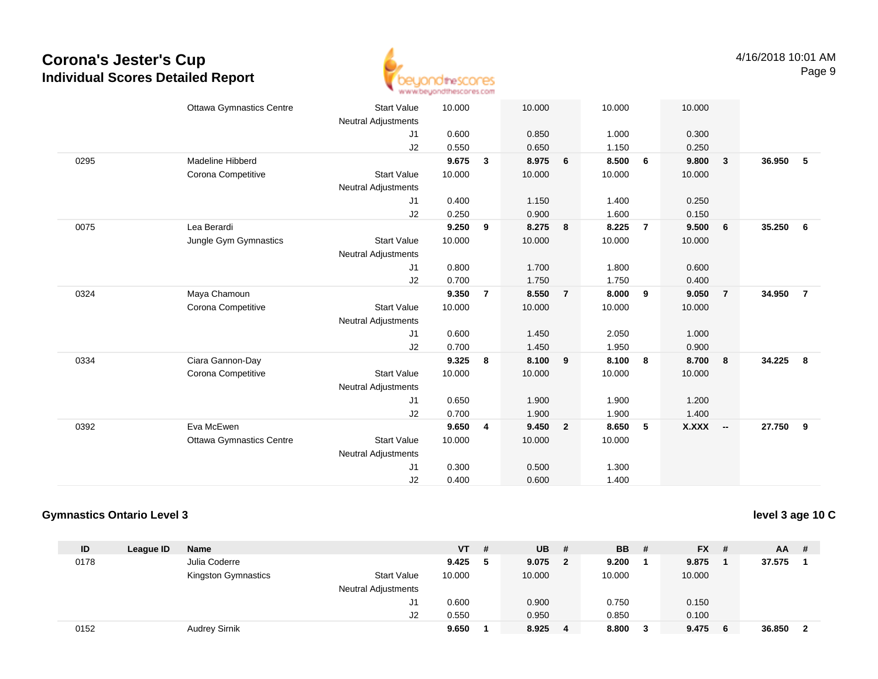# Corona's Jester's Cup
## Individual Scores Detailed Report

| ID | League ID | Name | | VT | # | UB | # | BB | # | FX | # | AA | # |
|---|---|---|---|---|---|---|---|---|---|---|---|---|---|
| | | Ottawa Gymnastics Centre | Start Value | 10.000 | | 10.000 | | 10.000 | | 10.000 | | | |
| | | | Neutral Adjustments | | | | | | | | | | |
| | | | J1 | 0.600 | | 0.850 | | 1.000 | | 0.300 | | | |
| | | | J2 | 0.550 | | 0.650 | | 1.150 | | 0.250 | | | |
| 0295 | | Madeline Hibberd | | 9.675 | 3 | 8.975 | 6 | 8.500 | 6 | 9.800 | 3 | 36.950 | 5 |
| | | Corona Competitive | Start Value | 10.000 | | 10.000 | | 10.000 | | 10.000 | | | |
| | | | Neutral Adjustments | | | | | | | | | | |
| | | | J1 | 0.400 | | 1.150 | | 1.400 | | 0.250 | | | |
| | | | J2 | 0.250 | | 0.900 | | 1.600 | | 0.150 | | | |
| 0075 | | Lea Berardi | | 9.250 | 9 | 8.275 | 8 | 8.225 | 7 | 9.500 | 6 | 35.250 | 6 |
| | | Jungle Gym Gymnastics | Start Value | 10.000 | | 10.000 | | 10.000 | | 10.000 | | | |
| | | | Neutral Adjustments | | | | | | | | | | |
| | | | J1 | 0.800 | | 1.700 | | 1.800 | | 0.600 | | | |
| | | | J2 | 0.700 | | 1.750 | | 1.750 | | 0.400 | | | |
| 0324 | | Maya Chamoun | | 9.350 | 7 | 8.550 | 7 | 8.000 | 9 | 9.050 | 7 | 34.950 | 7 |
| | | Corona Competitive | Start Value | 10.000 | | 10.000 | | 10.000 | | 10.000 | | | |
| | | | Neutral Adjustments | | | | | | | | | | |
| | | | J1 | 0.600 | | 1.450 | | 2.050 | | 1.000 | | | |
| | | | J2 | 0.700 | | 1.450 | | 1.950 | | 0.900 | | | |
| 0334 | | Ciara Gannon-Day | | 9.325 | 8 | 8.100 | 9 | 8.100 | 8 | 8.700 | 8 | 34.225 | 8 |
| | | Corona Competitive | Start Value | 10.000 | | 10.000 | | 10.000 | | 10.000 | | | |
| | | | Neutral Adjustments | | | | | | | | | | |
| | | | J1 | 0.650 | | 1.900 | | 1.900 | | 1.200 | | | |
| | | | J2 | 0.700 | | 1.900 | | 1.900 | | 1.400 | | | |
| 0392 | | Eva McEwen | | 9.650 | 4 | 9.450 | 2 | 8.650 | 5 | X.XXX | -- | 27.750 | 9 |
| | | Ottawa Gymnastics Centre | Start Value | 10.000 | | 10.000 | | 10.000 | | | | | |
| | | | Neutral Adjustments | | | | | | | | | | |
| | | | J1 | 0.300 | | 0.500 | | 1.300 | | | | | |
| | | | J2 | 0.400 | | 0.600 | | 1.400 | | | | | |

### Gymnastics Ontario Level 3

**level 3 age 10 C**

| ID | League ID | Name | | VT | # | UB | # | BB | # | FX | # | AA | # |
|---|---|---|---|---|---|---|---|---|---|---|---|---|---|
| 0178 | | Julia Coderre | | 9.425 | 5 | 9.075 | 2 | 9.200 | 1 | 9.875 | 1 | 37.575 | 1 |
| | | Kingston Gymnastics | Start Value | 10.000 | | 10.000 | | 10.000 | | 10.000 | | | |
| | | | Neutral Adjustments | | | | | | | | | | |
| | | | J1 | 0.600 | | 0.900 | | 0.750 | | 0.150 | | | |
| | | | J2 | 0.550 | | 0.950 | | 0.850 | | 0.100 | | | |
| 0152 | | Audrey Sirnik | | 9.650 | 1 | 8.925 | 4 | 8.800 | 3 | 9.475 | 6 | 36.850 | 2 |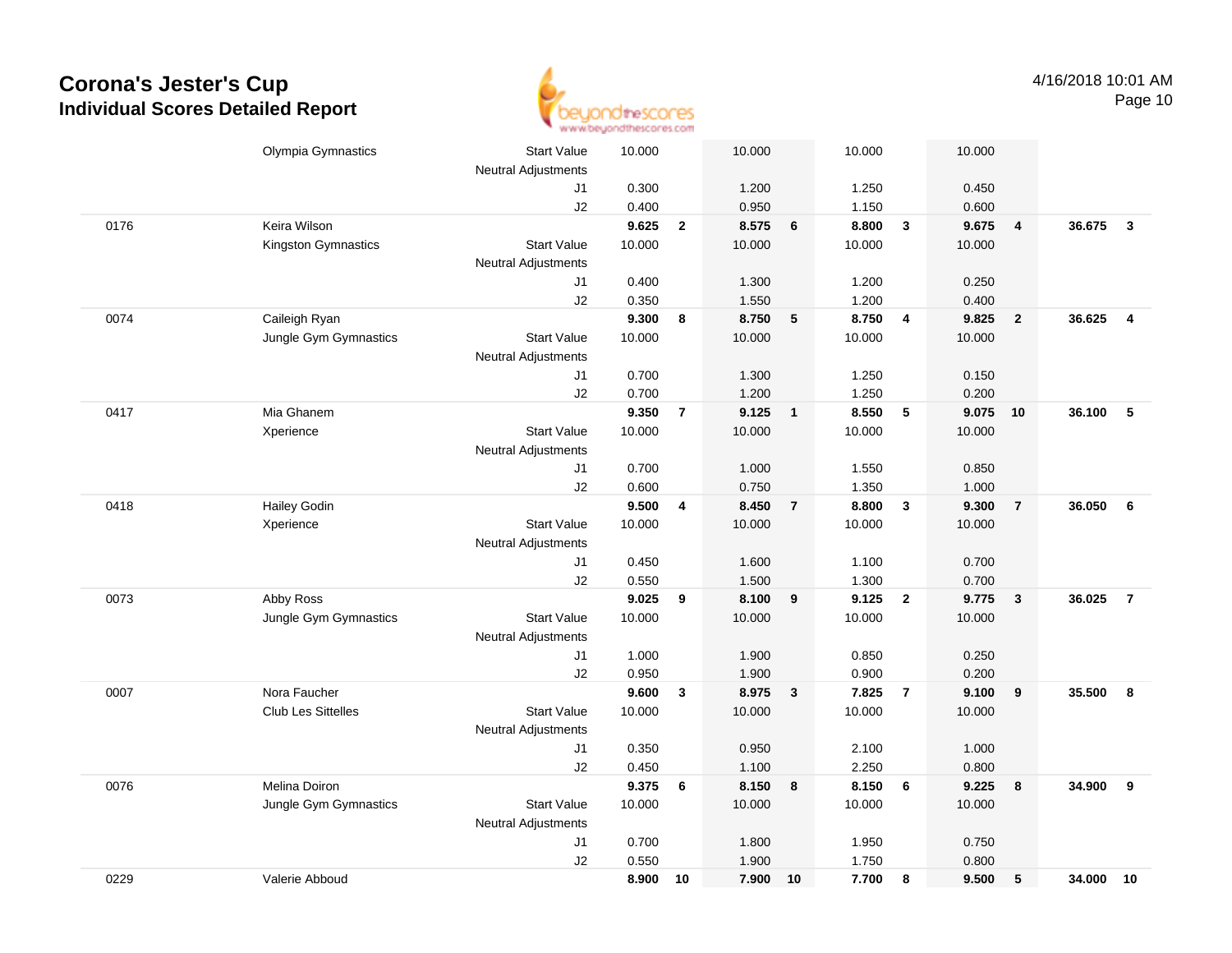# Corona's Jester's Cup
## Individual Scores Detailed Report

4/16/2018 10:01 AM

| # | Name / Club | | Vault | Rk | Bars | Rk | Beam | Rk | Floor | Rk | AA | Rk |
|---|---|---|---|---|---|---|---|---|---|---|---|---|
| | Olympia Gymnastics | Start Value | 10.000 | | 10.000 | | 10.000 | | 10.000 | | | |
| | | Neutral Adjustments | | | | | | | | | | |
| | | J1 | 0.300 | | 1.200 | | 1.250 | | 0.450 | | | |
| | | J2 | 0.400 | | 0.950 | | 1.150 | | 0.600 | | | |
| 0176 | Keira Wilson | | **9.625** | **2** | **8.575** | **6** | **8.800** | **3** | **9.675** | **4** | **36.675** | **3** |
| | Kingston Gymnastics | Start Value | 10.000 | | 10.000 | | 10.000 | | 10.000 | | | |
| | | Neutral Adjustments | | | | | | | | | | |
| | | J1 | 0.400 | | 1.300 | | 1.200 | | 0.250 | | | |
| | | J2 | 0.350 | | 1.550 | | 1.200 | | 0.400 | | | |
| 0074 | Caileigh Ryan | | **9.300** | **8** | **8.750** | **5** | **8.750** | **4** | **9.825** | **2** | **36.625** | **4** |
| | Jungle Gym Gymnastics | Start Value | 10.000 | | 10.000 | | 10.000 | | 10.000 | | | |
| | | Neutral Adjustments | | | | | | | | | | |
| | | J1 | 0.700 | | 1.300 | | 1.250 | | 0.150 | | | |
| | | J2 | 0.700 | | 1.200 | | 1.250 | | 0.200 | | | |
| 0417 | Mia Ghanem | | **9.350** | **7** | **9.125** | **1** | **8.550** | **5** | **9.075** | **10** | **36.100** | **5** |
| | Xperience | Start Value | 10.000 | | 10.000 | | 10.000 | | 10.000 | | | |
| | | Neutral Adjustments | | | | | | | | | | |
| | | J1 | 0.700 | | 1.000 | | 1.550 | | 0.850 | | | |
| | | J2 | 0.600 | | 0.750 | | 1.350 | | 1.000 | | | |
| 0418 | Hailey Godin | | **9.500** | **4** | **8.450** | **7** | **8.800** | **3** | **9.300** | **7** | **36.050** | **6** |
| | Xperience | Start Value | 10.000 | | 10.000 | | 10.000 | | 10.000 | | | |
| | | Neutral Adjustments | | | | | | | | | | |
| | | J1 | 0.450 | | 1.600 | | 1.100 | | 0.700 | | | |
| | | J2 | 0.550 | | 1.500 | | 1.300 | | 0.700 | | | |
| 0073 | Abby Ross | | **9.025** | **9** | **8.100** | **9** | **9.125** | **2** | **9.775** | **3** | **36.025** | **7** |
| | Jungle Gym Gymnastics | Start Value | 10.000 | | 10.000 | | 10.000 | | 10.000 | | | |
| | | Neutral Adjustments | | | | | | | | | | |
| | | J1 | 1.000 | | 1.900 | | 0.850 | | 0.250 | | | |
| | | J2 | 0.950 | | 1.900 | | 0.900 | | 0.200 | | | |
| 0007 | Nora Faucher | | **9.600** | **3** | **8.975** | **3** | **7.825** | **7** | **9.100** | **9** | **35.500** | **8** |
| | Club Les Sittelles | Start Value | 10.000 | | 10.000 | | 10.000 | | 10.000 | | | |
| | | Neutral Adjustments | | | | | | | | | | |
| | | J1 | 0.350 | | 0.950 | | 2.100 | | 1.000 | | | |
| | | J2 | 0.450 | | 1.100 | | 2.250 | | 0.800 | | | |
| 0076 | Melina Doiron | | **9.375** | **6** | **8.150** | **8** | **8.150** | **6** | **9.225** | **8** | **34.900** | **9** |
| | Jungle Gym Gymnastics | Start Value | 10.000 | | 10.000 | | 10.000 | | 10.000 | | | |
| | | Neutral Adjustments | | | | | | | | | | |
| | | J1 | 0.700 | | 1.800 | | 1.950 | | 0.750 | | | |
| | | J2 | 0.550 | | 1.900 | | 1.750 | | 0.800 | | | |
| 0229 | Valerie Abboud | | **8.900** | **10** | **7.900** | **10** | **7.700** | **8** | **9.500** | **5** | **34.000** | **10** |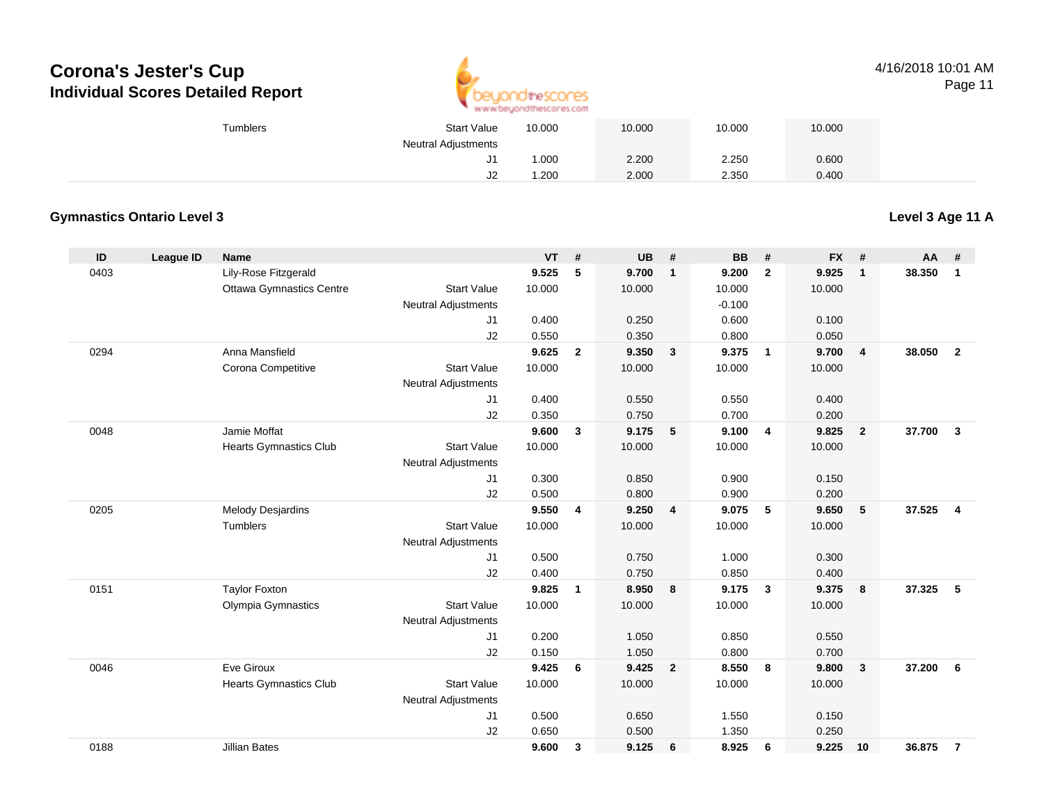# Corona's Jester's Cup
## Individual Scores Detailed Report

4/16/2018 10:01 AM

| | | | | VT | | UB | | BB | | FX | | | |
|---|---|---|---|---|---|---|---|---|---|---|---|---|---|
| | | Tumblers | Start Value | 10.000 | | 10.000 | | 10.000 | | 10.000 | | | |
| | | | Neutral Adjustments | | | | | | | | | | |
| | | | J1 | 1.000 | | 2.200 | | 2.250 | | 0.600 | | | |
| | | | J2 | 1.200 | | 2.000 | | 2.350 | | 0.400 | | | |

### Gymnastics Ontario Level 3

**Level 3 Age 11 A**

| ID | League ID | Name | | VT | # | UB | # | BB | # | FX | # | AA | # |
|---|---|---|---|---|---|---|---|---|---|---|---|---|---|
| 0403 | | Lily-Rose Fitzgerald | | **9.525** | **5** | **9.700** | **1** | **9.200** | **2** | **9.925** | **1** | **38.350** | **1** |
| | | Ottawa Gymnastics Centre | Start Value | 10.000 | | 10.000 | | 10.000 | | 10.000 | | | |
| | | | Neutral Adjustments | | | | | -0.100 | | | | | |
| | | | J1 | 0.400 | | 0.250 | | 0.600 | | 0.100 | | | |
| | | | J2 | 0.550 | | 0.350 | | 0.800 | | 0.050 | | | |
| 0294 | | Anna Mansfield | | **9.625** | **2** | **9.350** | **3** | **9.375** | **1** | **9.700** | **4** | **38.050** | **2** |
| | | Corona Competitive | Start Value | 10.000 | | 10.000 | | 10.000 | | 10.000 | | | |
| | | | Neutral Adjustments | | | | | | | | | | |
| | | | J1 | 0.400 | | 0.550 | | 0.550 | | 0.400 | | | |
| | | | J2 | 0.350 | | 0.750 | | 0.700 | | 0.200 | | | |
| 0048 | | Jamie Moffat | | **9.600** | **3** | **9.175** | **5** | **9.100** | **4** | **9.825** | **2** | **37.700** | **3** |
| | | Hearts Gymnastics Club | Start Value | 10.000 | | 10.000 | | 10.000 | | 10.000 | | | |
| | | | Neutral Adjustments | | | | | | | | | | |
| | | | J1 | 0.300 | | 0.850 | | 0.900 | | 0.150 | | | |
| | | | J2 | 0.500 | | 0.800 | | 0.900 | | 0.200 | | | |
| 0205 | | Melody Desjardins | | **9.550** | **4** | **9.250** | **4** | **9.075** | **5** | **9.650** | **5** | **37.525** | **4** |
| | | Tumblers | Start Value | 10.000 | | 10.000 | | 10.000 | | 10.000 | | | |
| | | | Neutral Adjustments | | | | | | | | | | |
| | | | J1 | 0.500 | | 0.750 | | 1.000 | | 0.300 | | | |
| | | | J2 | 0.400 | | 0.750 | | 0.850 | | 0.400 | | | |
| 0151 | | Taylor Foxton | | **9.825** | **1** | **8.950** | **8** | **9.175** | **3** | **9.375** | **8** | **37.325** | **5** |
| | | Olympia Gymnastics | Start Value | 10.000 | | 10.000 | | 10.000 | | 10.000 | | | |
| | | | Neutral Adjustments | | | | | | | | | | |
| | | | J1 | 0.200 | | 1.050 | | 0.850 | | 0.550 | | | |
| | | | J2 | 0.150 | | 1.050 | | 0.800 | | 0.700 | | | |
| 0046 | | Eve Giroux | | **9.425** | **6** | **9.425** | **2** | **8.550** | **8** | **9.800** | **3** | **37.200** | **6** |
| | | Hearts Gymnastics Club | Start Value | 10.000 | | 10.000 | | 10.000 | | 10.000 | | | |
| | | | Neutral Adjustments | | | | | | | | | | |
| | | | J1 | 0.500 | | 0.650 | | 1.550 | | 0.150 | | | |
| | | | J2 | 0.650 | | 0.500 | | 1.350 | | 0.250 | | | |
| 0188 | | Jillian Bates | | **9.600** | **3** | **9.125** | **6** | **8.925** | **6** | **9.225** | **10** | **36.875** | **7** |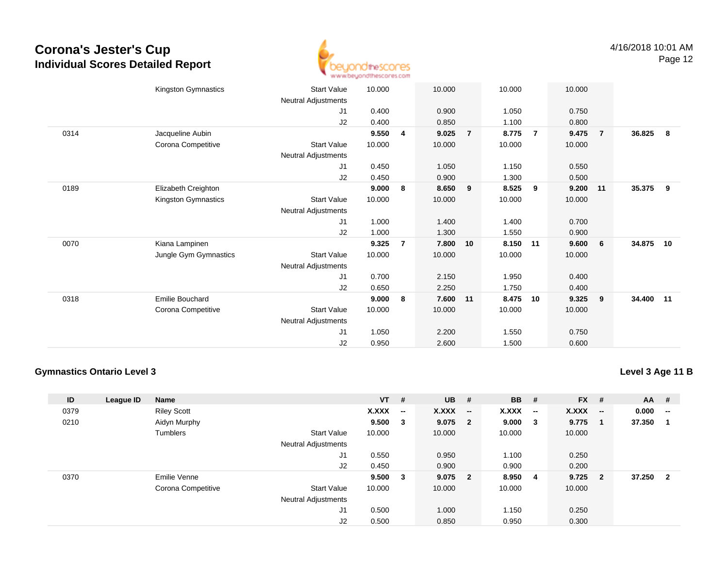# Corona's Jester's Cup
## Individual Scores Detailed Report

| ID | League ID | Name | | VT | # | UB | # | BB | # | FX | # | AA | # |
|---|---|---|---|---|---|---|---|---|---|---|---|---|---|
| | | Kingston Gymnastics | Start Value | 10.000 | | 10.000 | | 10.000 | | 10.000 | | | |
| | | | Neutral Adjustments | | | | | | | | | | |
| | | | J1 | 0.400 | | 0.900 | | 1.050 | | 0.750 | | | |
| | | | J2 | 0.400 | | 0.850 | | 1.100 | | 0.800 | | | |
| 0314 | | Jacqueline Aubin | | **9.550** | **4** | **9.025** | **7** | **8.775** | **7** | **9.475** | **7** | **36.825** | **8** |
| | | Corona Competitive | Start Value | 10.000 | | 10.000 | | 10.000 | | 10.000 | | | |
| | | | Neutral Adjustments | | | | | | | | | | |
| | | | J1 | 0.450 | | 1.050 | | 1.150 | | 0.550 | | | |
| | | | J2 | 0.450 | | 0.900 | | 1.300 | | 0.500 | | | |
| 0189 | | Elizabeth Creighton | | **9.000** | **8** | **8.650** | **9** | **8.525** | **9** | **9.200** | **11** | **35.375** | **9** |
| | | Kingston Gymnastics | Start Value | 10.000 | | 10.000 | | 10.000 | | 10.000 | | | |
| | | | Neutral Adjustments | | | | | | | | | | |
| | | | J1 | 1.000 | | 1.400 | | 1.400 | | 0.700 | | | |
| | | | J2 | 1.000 | | 1.300 | | 1.550 | | 0.900 | | | |
| 0070 | | Kiana Lampinen | | **9.325** | **7** | **7.800** | **10** | **8.150** | **11** | **9.600** | **6** | **34.875** | **10** |
| | | Jungle Gym Gymnastics | Start Value | 10.000 | | 10.000 | | 10.000 | | 10.000 | | | |
| | | | Neutral Adjustments | | | | | | | | | | |
| | | | J1 | 0.700 | | 2.150 | | 1.950 | | 0.400 | | | |
| | | | J2 | 0.650 | | 2.250 | | 1.750 | | 0.400 | | | |
| 0318 | | Emilie Bouchard | | **9.000** | **8** | **7.600** | **11** | **8.475** | **10** | **9.325** | **9** | **34.400** | **11** |
| | | Corona Competitive | Start Value | 10.000 | | 10.000 | | 10.000 | | 10.000 | | | |
| | | | Neutral Adjustments | | | | | | | | | | |
| | | | J1 | 1.050 | | 2.200 | | 1.550 | | 0.750 | | | |
| | | | J2 | 0.950 | | 2.600 | | 1.500 | | 0.600 | | | |

### Gymnastics Ontario Level 3

### Level 3 Age 11 B

| ID | League ID | Name | | VT | # | UB | # | BB | # | FX | # | AA | # |
|---|---|---|---|---|---|---|---|---|---|---|---|---|---|
| 0379 | | Riley Scott | | **X.XXX** | **--** | **X.XXX** | **--** | **X.XXX** | **--** | **X.XXX** | **--** | **0.000** | **--** |
| 0210 | | Aidyn Murphy | | **9.500** | **3** | **9.075** | **2** | **9.000** | **3** | **9.775** | **1** | **37.350** | **1** |
| | | Tumblers | Start Value | 10.000 | | 10.000 | | 10.000 | | 10.000 | | | |
| | | | Neutral Adjustments | | | | | | | | | | |
| | | | J1 | 0.550 | | 0.950 | | 1.100 | | 0.250 | | | |
| | | | J2 | 0.450 | | 0.900 | | 0.900 | | 0.200 | | | |
| 0370 | | Emilie Venne | | **9.500** | **3** | **9.075** | **2** | **8.950** | **4** | **9.725** | **2** | **37.250** | **2** |
| | | Corona Competitive | Start Value | 10.000 | | 10.000 | | 10.000 | | 10.000 | | | |
| | | | Neutral Adjustments | | | | | | | | | | |
| | | | J1 | 0.500 | | 1.000 | | 1.150 | | 0.250 | | | |
| | | | J2 | 0.500 | | 0.850 | | 0.950 | | 0.300 | | | |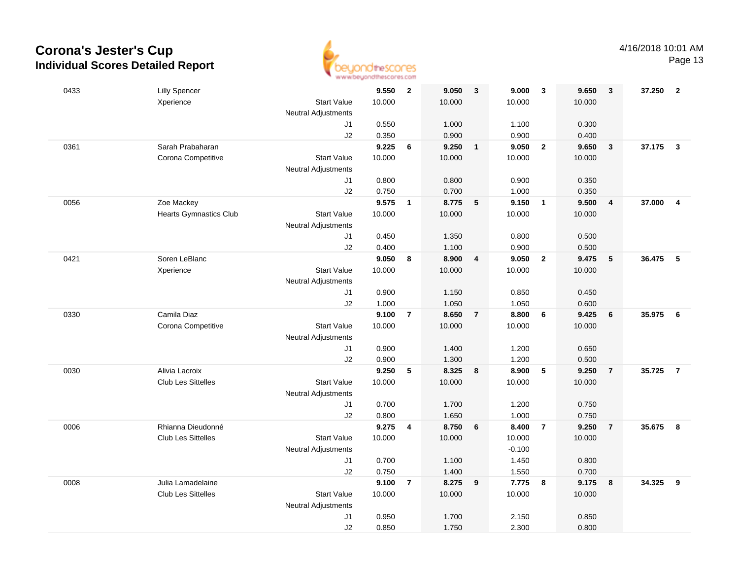# Corona's Jester's Cup

## Individual Scores Detailed Report

4/16/2018 10:01 AM

| # | Name / Club | | Vault | Rk | Bars | Rk | Beam | Rk | Floor | Rk | AA | Rk |
|---|---|---|---|---|---|---|---|---|---|---|---|---|
| 0433 | Lilly Spencer | | **9.550** | **2** | **9.050** | **3** | **9.000** | **3** | **9.650** | **3** | **37.250** | **2** |
| | Xperience | Start Value | 10.000 | | 10.000 | | 10.000 | | 10.000 | | | |
| | | Neutral Adjustments | | | | | | | | | | |
| | | J1 | 0.550 | | 1.000 | | 1.100 | | 0.300 | | | |
| | | J2 | 0.350 | | 0.900 | | 0.900 | | 0.400 | | | |
| 0361 | Sarah Prabaharan | | **9.225** | **6** | **9.250** | **1** | **9.050** | **2** | **9.650** | **3** | **37.175** | **3** |
| | Corona Competitive | Start Value | 10.000 | | 10.000 | | 10.000 | | 10.000 | | | |
| | | Neutral Adjustments | | | | | | | | | | |
| | | J1 | 0.800 | | 0.800 | | 0.900 | | 0.350 | | | |
| | | J2 | 0.750 | | 0.700 | | 1.000 | | 0.350 | | | |
| 0056 | Zoe Mackey | | **9.575** | **1** | **8.775** | **5** | **9.150** | **1** | **9.500** | **4** | **37.000** | **4** |
| | Hearts Gymnastics Club | Start Value | 10.000 | | 10.000 | | 10.000 | | 10.000 | | | |
| | | Neutral Adjustments | | | | | | | | | | |
| | | J1 | 0.450 | | 1.350 | | 0.800 | | 0.500 | | | |
| | | J2 | 0.400 | | 1.100 | | 0.900 | | 0.500 | | | |
| 0421 | Soren LeBlanc | | **9.050** | **8** | **8.900** | **4** | **9.050** | **2** | **9.475** | **5** | **36.475** | **5** |
| | Xperience | Start Value | 10.000 | | 10.000 | | 10.000 | | 10.000 | | | |
| | | Neutral Adjustments | | | | | | | | | | |
| | | J1 | 0.900 | | 1.150 | | 0.850 | | 0.450 | | | |
| | | J2 | 1.000 | | 1.050 | | 1.050 | | 0.600 | | | |
| 0330 | Camila Diaz | | **9.100** | **7** | **8.650** | **7** | **8.800** | **6** | **9.425** | **6** | **35.975** | **6** |
| | Corona Competitive | Start Value | 10.000 | | 10.000 | | 10.000 | | 10.000 | | | |
| | | Neutral Adjustments | | | | | | | | | | |
| | | J1 | 0.900 | | 1.400 | | 1.200 | | 0.650 | | | |
| | | J2 | 0.900 | | 1.300 | | 1.200 | | 0.500 | | | |
| 0030 | Alivia Lacroix | | **9.250** | **5** | **8.325** | **8** | **8.900** | **5** | **9.250** | **7** | **35.725** | **7** |
| | Club Les Sittelles | Start Value | 10.000 | | 10.000 | | 10.000 | | 10.000 | | | |
| | | Neutral Adjustments | | | | | | | | | | |
| | | J1 | 0.700 | | 1.700 | | 1.200 | | 0.750 | | | |
| | | J2 | 0.800 | | 1.650 | | 1.000 | | 0.750 | | | |
| 0006 | Rhianna Dieudonné | | **9.275** | **4** | **8.750** | **6** | **8.400** | **7** | **9.250** | **7** | **35.675** | **8** |
| | Club Les Sittelles | Start Value | 10.000 | | 10.000 | | 10.000 | | 10.000 | | | |
| | | Neutral Adjustments | | | | | -0.100 | | | | | |
| | | J1 | 0.700 | | 1.100 | | 1.450 | | 0.800 | | | |
| | | J2 | 0.750 | | 1.400 | | 1.550 | | 0.700 | | | |
| 0008 | Julia Lamadelaine | | **9.100** | **7** | **8.275** | **9** | **7.775** | **8** | **9.175** | **8** | **34.325** | **9** |
| | Club Les Sittelles | Start Value | 10.000 | | 10.000 | | 10.000 | | 10.000 | | | |
| | | Neutral Adjustments | | | | | | | | | | |
| | | J1 | 0.950 | | 1.700 | | 2.150 | | 0.850 | | | |
| | | J2 | 0.850 | | 1.750 | | 2.300 | | 0.800 | | | |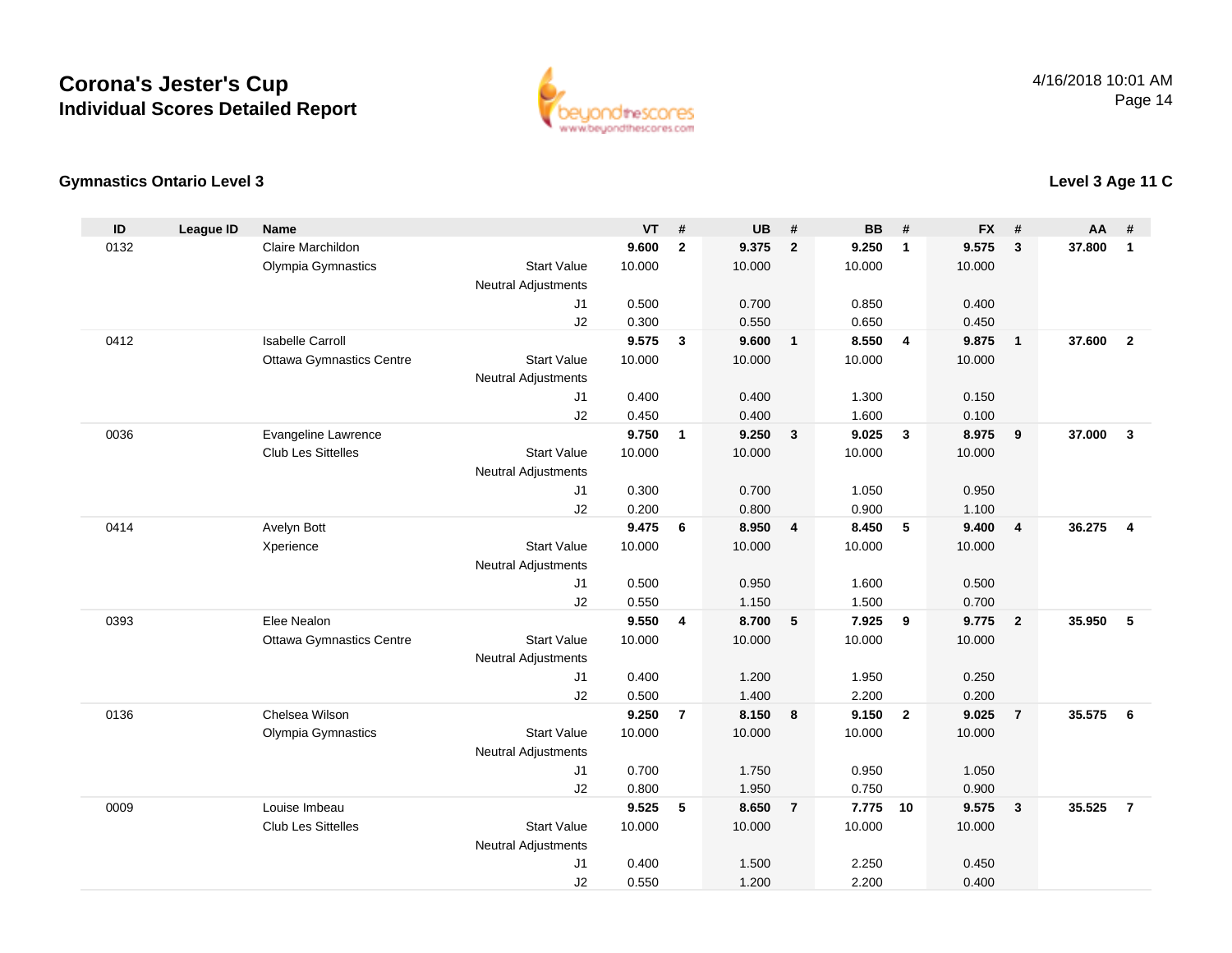# Corona's Jester's Cup
## Individual Scores Detailed Report

4/16/2018 10:01 AM

### Gymnastics Ontario Level 3

### Level 3 Age 11 C

| ID | League ID | Name | | VT | # | UB | # | BB | # | FX | # | AA | # |
|---|---|---|---|---|---|---|---|---|---|---|---|---|---|
| 0132 | | Claire Marchildon | | **9.600** | **2** | **9.375** | **2** | **9.250** | **1** | **9.575** | **3** | **37.800** | **1** |
| | | Olympia Gymnastics | Start Value | 10.000 | | 10.000 | | 10.000 | | 10.000 | | | |
| | | | Neutral Adjustments | | | | | | | | | | |
| | | | J1 | 0.500 | | 0.700 | | 0.850 | | 0.400 | | | |
| | | | J2 | 0.300 | | 0.550 | | 0.650 | | 0.450 | | | |
| 0412 | | Isabelle Carroll | | **9.575** | **3** | **9.600** | **1** | **8.550** | **4** | **9.875** | **1** | **37.600** | **2** |
| | | Ottawa Gymnastics Centre | Start Value | 10.000 | | 10.000 | | 10.000 | | 10.000 | | | |
| | | | Neutral Adjustments | | | | | | | | | | |
| | | | J1 | 0.400 | | 0.400 | | 1.300 | | 0.150 | | | |
| | | | J2 | 0.450 | | 0.400 | | 1.600 | | 0.100 | | | |
| 0036 | | Evangeline Lawrence | | **9.750** | **1** | **9.250** | **3** | **9.025** | **3** | **8.975** | **9** | **37.000** | **3** |
| | | Club Les Sittelles | Start Value | 10.000 | | 10.000 | | 10.000 | | 10.000 | | | |
| | | | Neutral Adjustments | | | | | | | | | | |
| | | | J1 | 0.300 | | 0.700 | | 1.050 | | 0.950 | | | |
| | | | J2 | 0.200 | | 0.800 | | 0.900 | | 1.100 | | | |
| 0414 | | Avelyn Bott | | **9.475** | **6** | **8.950** | **4** | **8.450** | **5** | **9.400** | **4** | **36.275** | **4** |
| | | Xperience | Start Value | 10.000 | | 10.000 | | 10.000 | | 10.000 | | | |
| | | | Neutral Adjustments | | | | | | | | | | |
| | | | J1 | 0.500 | | 0.950 | | 1.600 | | 0.500 | | | |
| | | | J2 | 0.550 | | 1.150 | | 1.500 | | 0.700 | | | |
| 0393 | | Elee Nealon | | **9.550** | **4** | **8.700** | **5** | **7.925** | **9** | **9.775** | **2** | **35.950** | **5** |
| | | Ottawa Gymnastics Centre | Start Value | 10.000 | | 10.000 | | 10.000 | | 10.000 | | | |
| | | | Neutral Adjustments | | | | | | | | | | |
| | | | J1 | 0.400 | | 1.200 | | 1.950 | | 0.250 | | | |
| | | | J2 | 0.500 | | 1.400 | | 2.200 | | 0.200 | | | |
| 0136 | | Chelsea Wilson | | **9.250** | **7** | **8.150** | **8** | **9.150** | **2** | **9.025** | **7** | **35.575** | **6** |
| | | Olympia Gymnastics | Start Value | 10.000 | | 10.000 | | 10.000 | | 10.000 | | | |
| | | | Neutral Adjustments | | | | | | | | | | |
| | | | J1 | 0.700 | | 1.750 | | 0.950 | | 1.050 | | | |
| | | | J2 | 0.800 | | 1.950 | | 0.750 | | 0.900 | | | |
| 0009 | | Louise Imbeau | | **9.525** | **5** | **8.650** | **7** | **7.775** | **10** | **9.575** | **3** | **35.525** | **7** |
| | | Club Les Sittelles | Start Value | 10.000 | | 10.000 | | 10.000 | | 10.000 | | | |
| | | | Neutral Adjustments | | | | | | | | | | |
| | | | J1 | 0.400 | | 1.500 | | 2.250 | | 0.450 | | | |
| | | | J2 | 0.550 | | 1.200 | | 2.200 | | 0.400 | | | |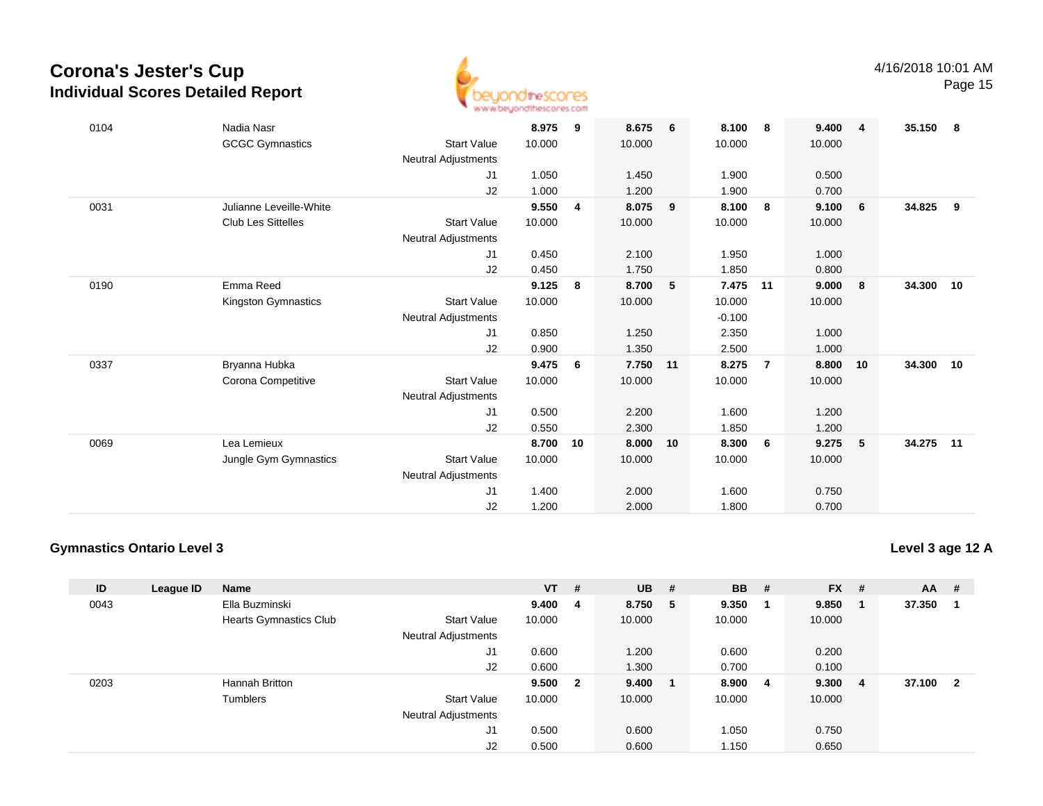## Corona's Jester's Cup
### Individual Scores Detailed Report

| ID | League ID | Name | | VT | # | UB | # | BB | # | FX | # | AA | # |
|---|---|---|---|---|---|---|---|---|---|---|---|---|---|
| 0104 | | Nadia Nasr | | 8.975 | 9 | 8.675 | 6 | 8.100 | 8 | 9.400 | 4 | 35.150 | 8 |
| | | GCGC Gymnastics | Start Value | 10.000 | | 10.000 | | 10.000 | | 10.000 | | | |
| | | | Neutral Adjustments | | | | | | | | | | |
| | | | J1 | 1.050 | | 1.450 | | 1.900 | | 0.500 | | | |
| | | | J2 | 1.000 | | 1.200 | | 1.900 | | 0.700 | | | |
| 0031 | | Julianne Leveille-White | | 9.550 | 4 | 8.075 | 9 | 8.100 | 8 | 9.100 | 6 | 34.825 | 9 |
| | | Club Les Sittelles | Start Value | 10.000 | | 10.000 | | 10.000 | | 10.000 | | | |
| | | | Neutral Adjustments | | | | | | | | | | |
| | | | J1 | 0.450 | | 2.100 | | 1.950 | | 1.000 | | | |
| | | | J2 | 0.450 | | 1.750 | | 1.850 | | 0.800 | | | |
| 0190 | | Emma Reed | | 9.125 | 8 | 8.700 | 5 | 7.475 | 11 | 9.000 | 8 | 34.300 | 10 |
| | | Kingston Gymnastics | Start Value | 10.000 | | 10.000 | | 10.000 | | 10.000 | | | |
| | | | Neutral Adjustments | | | | | -0.100 | | | | | |
| | | | J1 | 0.850 | | 1.250 | | 2.350 | | 1.000 | | | |
| | | | J2 | 0.900 | | 1.350 | | 2.500 | | 1.000 | | | |
| 0337 | | Bryanna Hubka | | 9.475 | 6 | 7.750 | 11 | 8.275 | 7 | 8.800 | 10 | 34.300 | 10 |
| | | Corona Competitive | Start Value | 10.000 | | 10.000 | | 10.000 | | 10.000 | | | |
| | | | Neutral Adjustments | | | | | | | | | | |
| | | | J1 | 0.500 | | 2.200 | | 1.600 | | 1.200 | | | |
| | | | J2 | 0.550 | | 2.300 | | 1.850 | | 1.200 | | | |
| 0069 | | Lea Lemieux | | 8.700 | 10 | 8.000 | 10 | 8.300 | 6 | 9.275 | 5 | 34.275 | 11 |
| | | Jungle Gym Gymnastics | Start Value | 10.000 | | 10.000 | | 10.000 | | 10.000 | | | |
| | | | Neutral Adjustments | | | | | | | | | | |
| | | | J1 | 1.400 | | 2.000 | | 1.600 | | 0.750 | | | |
| | | | J2 | 1.200 | | 2.000 | | 1.800 | | 0.700 | | | |

### Gymnastics Ontario Level 3

**Level 3 age 12 A**

| ID | League ID | Name | | VT | # | UB | # | BB | # | FX | # | AA | # |
|---|---|---|---|---|---|---|---|---|---|---|---|---|---|
| 0043 | | Ella Buzminski | | 9.400 | 4 | 8.750 | 5 | 9.350 | 1 | 9.850 | 1 | 37.350 | 1 |
| | | Hearts Gymnastics Club | Start Value | 10.000 | | 10.000 | | 10.000 | | 10.000 | | | |
| | | | Neutral Adjustments | | | | | | | | | | |
| | | | J1 | 0.600 | | 1.200 | | 0.600 | | 0.200 | | | |
| | | | J2 | 0.600 | | 1.300 | | 0.700 | | 0.100 | | | |
| 0203 | | Hannah Britton | | 9.500 | 2 | 9.400 | 1 | 8.900 | 4 | 9.300 | 4 | 37.100 | 2 |
| | | Tumblers | Start Value | 10.000 | | 10.000 | | 10.000 | | 10.000 | | | |
| | | | Neutral Adjustments | | | | | | | | | | |
| | | | J1 | 0.500 | | 0.600 | | 1.050 | | 0.750 | | | |
| | | | J2 | 0.500 | | 0.600 | | 1.150 | | 0.650 | | | |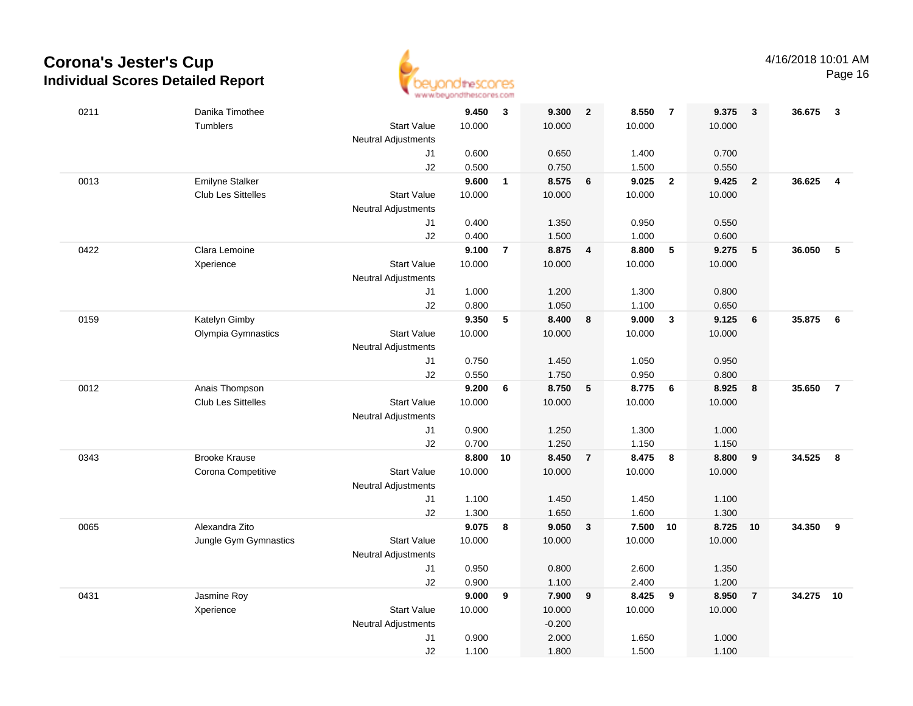# Corona's Jester's Cup
## Individual Scores Detailed Report

| | | | | | | | | | | | | |
|---|---|---|---|---|---|---|---|---|---|---|---|---|
| 0211 | Danika Timothee | | 9.450 | 3 | 9.300 | 2 | 8.550 | 7 | 9.375 | 3 | 36.675 | 3 |
| | Tumblers | Start Value | 10.000 | | 10.000 | | 10.000 | | 10.000 | | | |
| | | Neutral Adjustments | | | | | | | | | | |
| | | J1 | 0.600 | | 0.650 | | 1.400 | | 0.700 | | | |
| | | J2 | 0.500 | | 0.750 | | 1.500 | | 0.550 | | | |
| 0013 | Emilyne Stalker | | 9.600 | 1 | 8.575 | 6 | 9.025 | 2 | 9.425 | 2 | 36.625 | 4 |
| | Club Les Sittelles | Start Value | 10.000 | | 10.000 | | 10.000 | | 10.000 | | | |
| | | Neutral Adjustments | | | | | | | | | | |
| | | J1 | 0.400 | | 1.350 | | 0.950 | | 0.550 | | | |
| | | J2 | 0.400 | | 1.500 | | 1.000 | | 0.600 | | | |
| 0422 | Clara Lemoine | | 9.100 | 7 | 8.875 | 4 | 8.800 | 5 | 9.275 | 5 | 36.050 | 5 |
| | Xperience | Start Value | 10.000 | | 10.000 | | 10.000 | | 10.000 | | | |
| | | Neutral Adjustments | | | | | | | | | | |
| | | J1 | 1.000 | | 1.200 | | 1.300 | | 0.800 | | | |
| | | J2 | 0.800 | | 1.050 | | 1.100 | | 0.650 | | | |
| 0159 | Katelyn Gimby | | 9.350 | 5 | 8.400 | 8 | 9.000 | 3 | 9.125 | 6 | 35.875 | 6 |
| | Olympia Gymnastics | Start Value | 10.000 | | 10.000 | | 10.000 | | 10.000 | | | |
| | | Neutral Adjustments | | | | | | | | | | |
| | | J1 | 0.750 | | 1.450 | | 1.050 | | 0.950 | | | |
| | | J2 | 0.550 | | 1.750 | | 0.950 | | 0.800 | | | |
| 0012 | Anais Thompson | | 9.200 | 6 | 8.750 | 5 | 8.775 | 6 | 8.925 | 8 | 35.650 | 7 |
| | Club Les Sittelles | Start Value | 10.000 | | 10.000 | | 10.000 | | 10.000 | | | |
| | | Neutral Adjustments | | | | | | | | | | |
| | | J1 | 0.900 | | 1.250 | | 1.300 | | 1.000 | | | |
| | | J2 | 0.700 | | 1.250 | | 1.150 | | 1.150 | | | |
| 0343 | Brooke Krause | | 8.800 | 10 | 8.450 | 7 | 8.475 | 8 | 8.800 | 9 | 34.525 | 8 |
| | Corona Competitive | Start Value | 10.000 | | 10.000 | | 10.000 | | 10.000 | | | |
| | | Neutral Adjustments | | | | | | | | | | |
| | | J1 | 1.100 | | 1.450 | | 1.450 | | 1.100 | | | |
| | | J2 | 1.300 | | 1.650 | | 1.600 | | 1.300 | | | |
| 0065 | Alexandra Zito | | 9.075 | 8 | 9.050 | 3 | 7.500 | 10 | 8.725 | 10 | 34.350 | 9 |
| | Jungle Gym Gymnastics | Start Value | 10.000 | | 10.000 | | 10.000 | | 10.000 | | | |
| | | Neutral Adjustments | | | | | | | | | | |
| | | J1 | 0.950 | | 0.800 | | 2.600 | | 1.350 | | | |
| | | J2 | 0.900 | | 1.100 | | 2.400 | | 1.200 | | | |
| 0431 | Jasmine Roy | | 9.000 | 9 | 7.900 | 9 | 8.425 | 9 | 8.950 | 7 | 34.275 | 10 |
| | Xperience | Start Value | 10.000 | | 10.000 | | 10.000 | | 10.000 | | | |
| | | Neutral Adjustments | | | -0.200 | | | | | | | |
| | | J1 | 0.900 | | 2.000 | | 1.650 | | 1.000 | | | |
| | | J2 | 1.100 | | 1.800 | | 1.500 | | 1.100 | | | |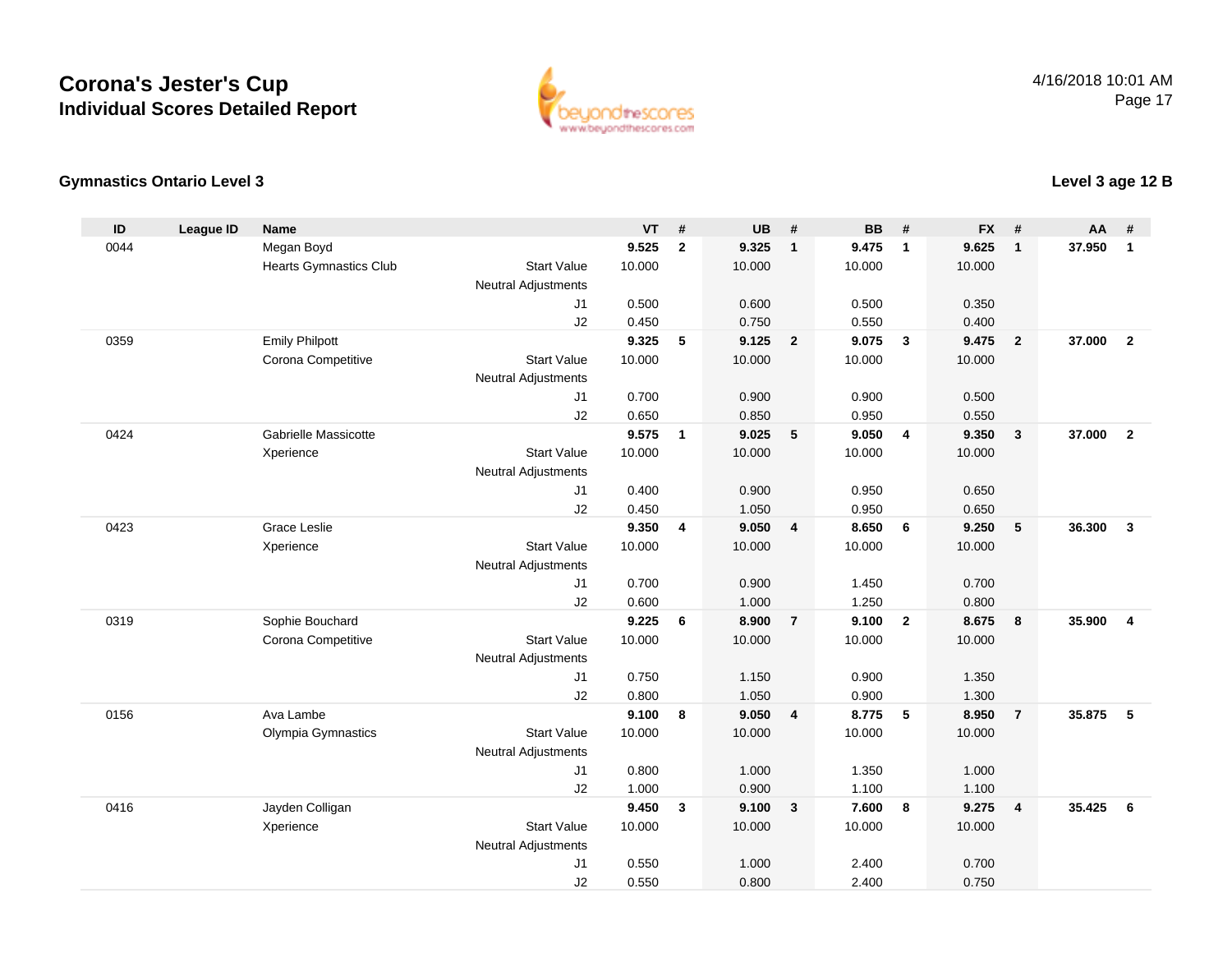# Corona's Jester's Cup
## Individual Scores Detailed Report

4/16/2018 10:01 AM

### Gymnastics Ontario Level 3

### Level 3 age 12 B

| ID | League ID | Name | | VT | # | UB | # | BB | # | FX | # | AA | # |
|---|---|---|---|---|---|---|---|---|---|---|---|---|---|
| 0044 | | Megan Boyd | | **9.525** | **2** | **9.325** | **1** | **9.475** | **1** | **9.625** | **1** | **37.950** | **1** |
| | | Hearts Gymnastics Club | Start Value | 10.000 | | 10.000 | | 10.000 | | 10.000 | | | |
| | | | Neutral Adjustments | | | | | | | | | | |
| | | | J1 | 0.500 | | 0.600 | | 0.500 | | 0.350 | | | |
| | | | J2 | 0.450 | | 0.750 | | 0.550 | | 0.400 | | | |
| 0359 | | Emily Philpott | | **9.325** | **5** | **9.125** | **2** | **9.075** | **3** | **9.475** | **2** | **37.000** | **2** |
| | | Corona Competitive | Start Value | 10.000 | | 10.000 | | 10.000 | | 10.000 | | | |
| | | | Neutral Adjustments | | | | | | | | | | |
| | | | J1 | 0.700 | | 0.900 | | 0.900 | | 0.500 | | | |
| | | | J2 | 0.650 | | 0.850 | | 0.950 | | 0.550 | | | |
| 0424 | | Gabrielle Massicotte | | **9.575** | **1** | **9.025** | **5** | **9.050** | **4** | **9.350** | **3** | **37.000** | **2** |
| | | Xperience | Start Value | 10.000 | | 10.000 | | 10.000 | | 10.000 | | | |
| | | | Neutral Adjustments | | | | | | | | | | |
| | | | J1 | 0.400 | | 0.900 | | 0.950 | | 0.650 | | | |
| | | | J2 | 0.450 | | 1.050 | | 0.950 | | 0.650 | | | |
| 0423 | | Grace Leslie | | **9.350** | **4** | **9.050** | **4** | **8.650** | **6** | **9.250** | **5** | **36.300** | **3** |
| | | Xperience | Start Value | 10.000 | | 10.000 | | 10.000 | | 10.000 | | | |
| | | | Neutral Adjustments | | | | | | | | | | |
| | | | J1 | 0.700 | | 0.900 | | 1.450 | | 0.700 | | | |
| | | | J2 | 0.600 | | 1.000 | | 1.250 | | 0.800 | | | |
| 0319 | | Sophie Bouchard | | **9.225** | **6** | **8.900** | **7** | **9.100** | **2** | **8.675** | **8** | **35.900** | **4** |
| | | Corona Competitive | Start Value | 10.000 | | 10.000 | | 10.000 | | 10.000 | | | |
| | | | Neutral Adjustments | | | | | | | | | | |
| | | | J1 | 0.750 | | 1.150 | | 0.900 | | 1.350 | | | |
| | | | J2 | 0.800 | | 1.050 | | 0.900 | | 1.300 | | | |
| 0156 | | Ava Lambe | | **9.100** | **8** | **9.050** | **4** | **8.775** | **5** | **8.950** | **7** | **35.875** | **5** |
| | | Olympia Gymnastics | Start Value | 10.000 | | 10.000 | | 10.000 | | 10.000 | | | |
| | | | Neutral Adjustments | | | | | | | | | | |
| | | | J1 | 0.800 | | 1.000 | | 1.350 | | 1.000 | | | |
| | | | J2 | 1.000 | | 0.900 | | 1.100 | | 1.100 | | | |
| 0416 | | Jayden Colligan | | **9.450** | **3** | **9.100** | **3** | **7.600** | **8** | **9.275** | **4** | **35.425** | **6** |
| | | Xperience | Start Value | 10.000 | | 10.000 | | 10.000 | | 10.000 | | | |
| | | | Neutral Adjustments | | | | | | | | | | |
| | | | J1 | 0.550 | | 1.000 | | 2.400 | | 0.700 | | | |
| | | | J2 | 0.550 | | 0.800 | | 2.400 | | 0.750 | | | |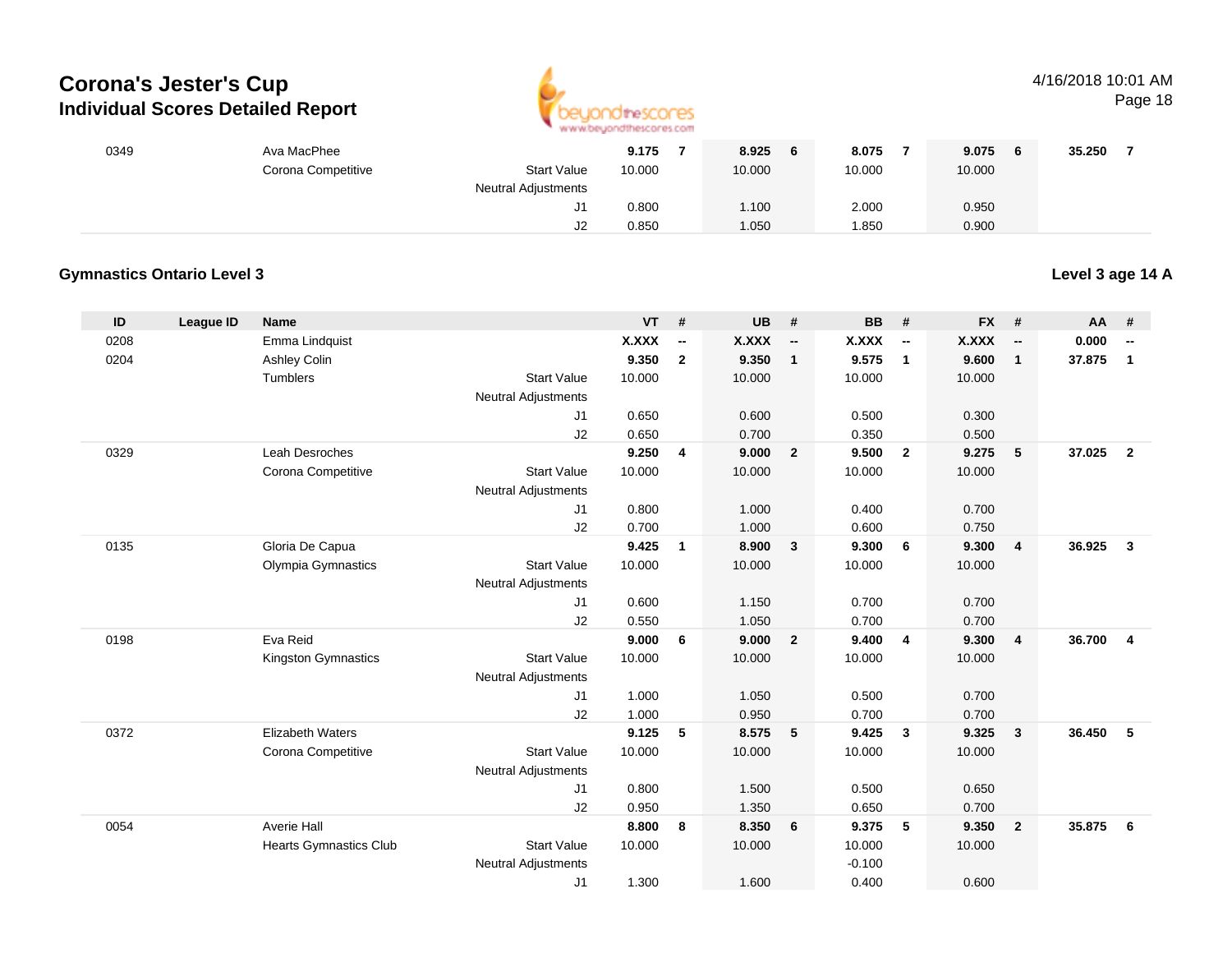# Corona's Jester's Cup
## Individual Scores Detailed Report

| ID | League ID | Name | | VT | # | UB | # | BB | # | FX | # | AA | # |
|---|---|---|---|---|---|---|---|---|---|---|---|---|---|
| 0349 | | Ava MacPhee | | **9.175** | **7** | **8.925** | **6** | **8.075** | **7** | **9.075** | **6** | **35.250** | **7** |
| | | Corona Competitive | Start Value | 10.000 | | 10.000 | | 10.000 | | 10.000 | | | |
| | | | Neutral Adjustments | | | | | | | | | | |
| | | | J1 | 0.800 | | 1.100 | | 2.000 | | 0.950 | | | |
| | | | J2 | 0.850 | | 1.050 | | 1.850 | | 0.900 | | | |

### Gymnastics Ontario Level 3

**Level 3 age 14 A**

| ID | League ID | Name | | VT | # | UB | # | BB | # | FX | # | AA | # |
|---|---|---|---|---|---|---|---|---|---|---|---|---|---|
| 0208 | | Emma Lindquist | | **X.XXX** | **--** | **X.XXX** | **--** | **X.XXX** | **--** | **X.XXX** | **--** | **0.000** | **--** |
| 0204 | | Ashley Colin | | **9.350** | **2** | **9.350** | **1** | **9.575** | **1** | **9.600** | **1** | **37.875** | **1** |
| | | Tumblers | Start Value | 10.000 | | 10.000 | | 10.000 | | 10.000 | | | |
| | | | Neutral Adjustments | | | | | | | | | | |
| | | | J1 | 0.650 | | 0.600 | | 0.500 | | 0.300 | | | |
| | | | J2 | 0.650 | | 0.700 | | 0.350 | | 0.500 | | | |
| 0329 | | Leah Desroches | | **9.250** | **4** | **9.000** | **2** | **9.500** | **2** | **9.275** | **5** | **37.025** | **2** |
| | | Corona Competitive | Start Value | 10.000 | | 10.000 | | 10.000 | | 10.000 | | | |
| | | | Neutral Adjustments | | | | | | | | | | |
| | | | J1 | 0.800 | | 1.000 | | 0.400 | | 0.700 | | | |
| | | | J2 | 0.700 | | 1.000 | | 0.600 | | 0.750 | | | |
| 0135 | | Gloria De Capua | | **9.425** | **1** | **8.900** | **3** | **9.300** | **6** | **9.300** | **4** | **36.925** | **3** |
| | | Olympia Gymnastics | Start Value | 10.000 | | 10.000 | | 10.000 | | 10.000 | | | |
| | | | Neutral Adjustments | | | | | | | | | | |
| | | | J1 | 0.600 | | 1.150 | | 0.700 | | 0.700 | | | |
| | | | J2 | 0.550 | | 1.050 | | 0.700 | | 0.700 | | | |
| 0198 | | Eva Reid | | **9.000** | **6** | **9.000** | **2** | **9.400** | **4** | **9.300** | **4** | **36.700** | **4** |
| | | Kingston Gymnastics | Start Value | 10.000 | | 10.000 | | 10.000 | | 10.000 | | | |
| | | | Neutral Adjustments | | | | | | | | | | |
| | | | J1 | 1.000 | | 1.050 | | 0.500 | | 0.700 | | | |
| | | | J2 | 1.000 | | 0.950 | | 0.700 | | 0.700 | | | |
| 0372 | | Elizabeth Waters | | **9.125** | **5** | **8.575** | **5** | **9.425** | **3** | **9.325** | **3** | **36.450** | **5** |
| | | Corona Competitive | Start Value | 10.000 | | 10.000 | | 10.000 | | 10.000 | | | |
| | | | Neutral Adjustments | | | | | | | | | | |
| | | | J1 | 0.800 | | 1.500 | | 0.500 | | 0.650 | | | |
| | | | J2 | 0.950 | | 1.350 | | 0.650 | | 0.700 | | | |
| 0054 | | Averie Hall | | **8.800** | **8** | **8.350** | **6** | **9.375** | **5** | **9.350** | **2** | **35.875** | **6** |
| | | Hearts Gymnastics Club | Start Value | 10.000 | | 10.000 | | 10.000 | | 10.000 | | | |
| | | | Neutral Adjustments | | | | | -0.100 | | | | | |
| | | | J1 | 1.300 | | 1.600 | | 0.400 | | 0.600 | | | |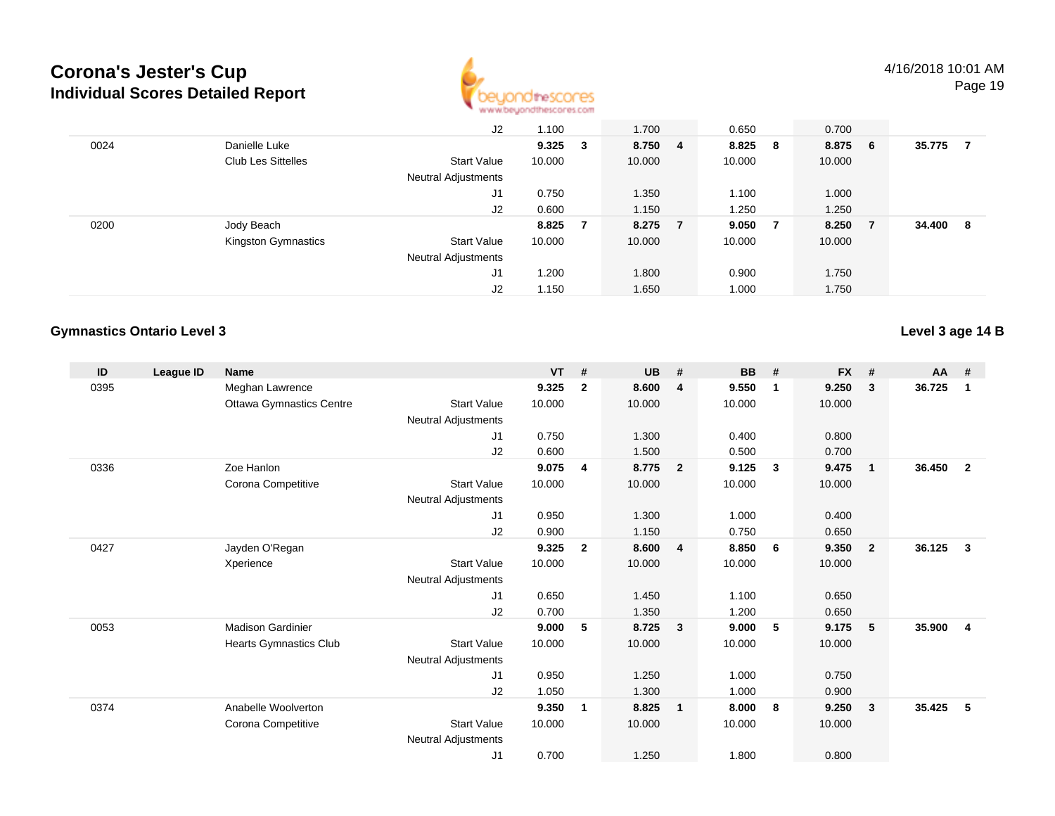# Corona's Jester's Cup
## Individual Scores Detailed Report

4/16/2018 10:01 AM

| ID | League ID | Name | | VT | # | UB | # | BB | # | FX | # | AA | # |
|---|---|---|---|---|---|---|---|---|---|---|---|---|---|
| | | | J2 | 1.100 | | 1.700 | | 0.650 | | 0.700 | | | |
| 0024 | | Danielle Luke | | **9.325** | **3** | **8.750** | **4** | **8.825** | **8** | **8.875** | **6** | **35.775** | **7** |
| | | Club Les Sittelles | Start Value | 10.000 | | 10.000 | | 10.000 | | 10.000 | | | |
| | | | Neutral Adjustments | | | | | | | | | | |
| | | | J1 | 0.750 | | 1.350 | | 1.100 | | 1.000 | | | |
| | | | J2 | 0.600 | | 1.150 | | 1.250 | | 1.250 | | | |
| 0200 | | Jody Beach | | **8.825** | **7** | **8.275** | **7** | **9.050** | **7** | **8.250** | **7** | **34.400** | **8** |
| | | Kingston Gymnastics | Start Value | 10.000 | | 10.000 | | 10.000 | | 10.000 | | | |
| | | | Neutral Adjustments | | | | | | | | | | |
| | | | J1 | 1.200 | | 1.800 | | 0.900 | | 1.750 | | | |
| | | | J2 | 1.150 | | 1.650 | | 1.000 | | 1.750 | | | |

### Gymnastics Ontario Level 3

**Level 3 age 14 B**

| ID | League ID | Name | | VT | # | UB | # | BB | # | FX | # | AA | # |
|---|---|---|---|---|---|---|---|---|---|---|---|---|---|
| 0395 | | Meghan Lawrence | | **9.325** | **2** | **8.600** | **4** | **9.550** | **1** | **9.250** | **3** | **36.725** | **1** |
| | | Ottawa Gymnastics Centre | Start Value | 10.000 | | 10.000 | | 10.000 | | 10.000 | | | |
| | | | Neutral Adjustments | | | | | | | | | | |
| | | | J1 | 0.750 | | 1.300 | | 0.400 | | 0.800 | | | |
| | | | J2 | 0.600 | | 1.500 | | 0.500 | | 0.700 | | | |
| 0336 | | Zoe Hanlon | | **9.075** | **4** | **8.775** | **2** | **9.125** | **3** | **9.475** | **1** | **36.450** | **2** |
| | | Corona Competitive | Start Value | 10.000 | | 10.000 | | 10.000 | | 10.000 | | | |
| | | | Neutral Adjustments | | | | | | | | | | |
| | | | J1 | 0.950 | | 1.300 | | 1.000 | | 0.400 | | | |
| | | | J2 | 0.900 | | 1.150 | | 0.750 | | 0.650 | | | |
| 0427 | | Jayden O'Regan | | **9.325** | **2** | **8.600** | **4** | **8.850** | **6** | **9.350** | **2** | **36.125** | **3** |
| | | Xperience | Start Value | 10.000 | | 10.000 | | 10.000 | | 10.000 | | | |
| | | | Neutral Adjustments | | | | | | | | | | |
| | | | J1 | 0.650 | | 1.450 | | 1.100 | | 0.650 | | | |
| | | | J2 | 0.700 | | 1.350 | | 1.200 | | 0.650 | | | |
| 0053 | | Madison Gardinier | | **9.000** | **5** | **8.725** | **3** | **9.000** | **5** | **9.175** | **5** | **35.900** | **4** |
| | | Hearts Gymnastics Club | Start Value | 10.000 | | 10.000 | | 10.000 | | 10.000 | | | |
| | | | Neutral Adjustments | | | | | | | | | | |
| | | | J1 | 0.950 | | 1.250 | | 1.000 | | 0.750 | | | |
| | | | J2 | 1.050 | | 1.300 | | 1.000 | | 0.900 | | | |
| 0374 | | Anabelle Woolverton | | **9.350** | **1** | **8.825** | **1** | **8.000** | **8** | **9.250** | **3** | **35.425** | **5** |
| | | Corona Competitive | Start Value | 10.000 | | 10.000 | | 10.000 | | 10.000 | | | |
| | | | Neutral Adjustments | | | | | | | | | | |
| | | | J1 | 0.700 | | 1.250 | | 1.800 | | 0.800 | | | |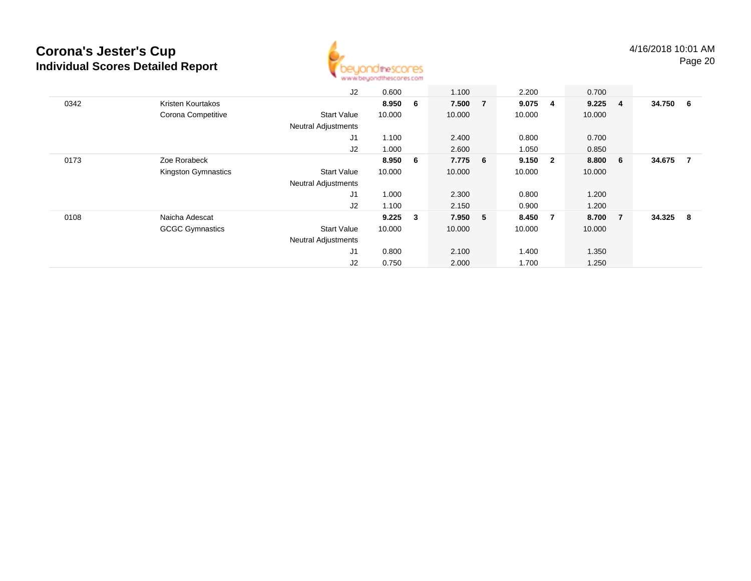# Corona's Jester's Cup

## Individual Scores Detailed Report

| | | | | | | | | | | | | |
|---|---|---|---|---|---|---|---|---|---|---|---|---|
| | | J2 | 0.600 | | 1.100 | | 2.200 | | 0.700 | | | |
| 0342 | Kristen Kourtakos | | **8.950** | **6** | **7.500** | **7** | **9.075** | **4** | **9.225** | **4** | **34.750** | **6** |
| | Corona Competitive | Start Value | 10.000 | | 10.000 | | 10.000 | | 10.000 | | | |
| | | Neutral Adjustments | | | | | | | | | | |
| | | J1 | 1.100 | | 2.400 | | 0.800 | | 0.700 | | | |
| | | J2 | 1.000 | | 2.600 | | 1.050 | | 0.850 | | | |
| 0173 | Zoe Rorabeck | | **8.950** | **6** | **7.775** | **6** | **9.150** | **2** | **8.800** | **6** | **34.675** | **7** |
| | Kingston Gymnastics | Start Value | 10.000 | | 10.000 | | 10.000 | | 10.000 | | | |
| | | Neutral Adjustments | | | | | | | | | | |
| | | J1 | 1.000 | | 2.300 | | 0.800 | | 1.200 | | | |
| | | J2 | 1.100 | | 2.150 | | 0.900 | | 1.200 | | | |
| 0108 | Naicha Adescat | | **9.225** | **3** | **7.950** | **5** | **8.450** | **7** | **8.700** | **7** | **34.325** | **8** |
| | GCGC Gymnastics | Start Value | 10.000 | | 10.000 | | 10.000 | | 10.000 | | | |
| | | Neutral Adjustments | | | | | | | | | | |
| | | J1 | 0.800 | | 2.100 | | 1.400 | | 1.350 | | | |
| | | J2 | 0.750 | | 2.000 | | 1.700 | | 1.250 | | | |